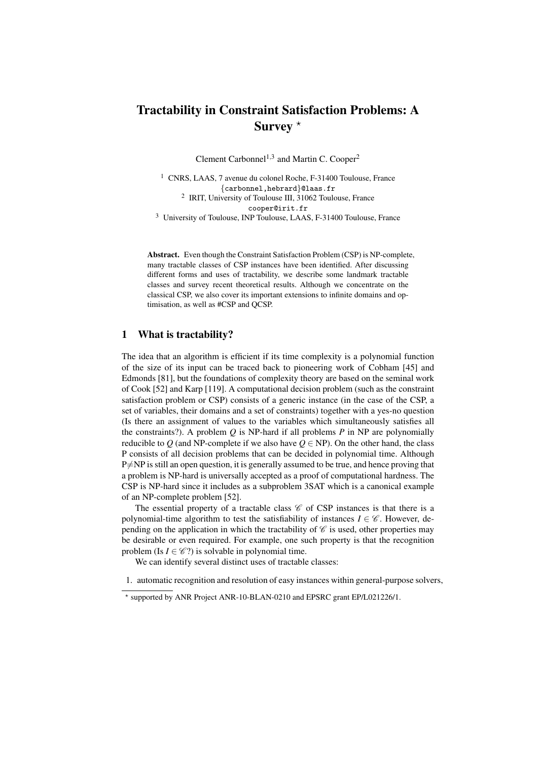# Tractability in Constraint Satisfaction Problems: A Survey *

Clement Carbonnel[1,3] and Martin C. Cooper[2]

[1] CNRS, LAAS, 7 avenue du colonel Roche, F-31400 Toulouse, France
{carbonnel,hebrard}@laas.fr
[2] IRIT, University of Toulouse III, 31062 Toulouse, France
cooper@irit.fr
[3] University of Toulouse, INP Toulouse, LAAS, F-31400 Toulouse, France

**Abstract.** Even though the Constraint Satisfaction Problem (CSP) is NP-complete, many tractable classes of CSP instances have been identified. After discussing different forms and uses of tractability, we describe some landmark tractable classes and survey recent theoretical results. Although we concentrate on the classical CSP, we also cover its important extensions to infinite domains and optimisation, as well as #CSP and QCSP.

## 1 What is tractability?

The idea that an algorithm is efficient if its time complexity is a polynomial function of the size of its input can be traced back to pioneering work of Cobham [45] and Edmonds [81], but the foundations of complexity theory are based on the seminal work of Cook [52] and Karp [119]. A computational decision problem (such as the constraint satisfaction problem or CSP) consists of a generic instance (in the case of the CSP, a set of variables, their domains and a set of constraints) together with a yes-no question (Is there an assignment of values to the variables which simultaneously satisfies all the constraints?). A problem $Q$ is NP-hard if all problems $P$ in NP are polynomially reducible to $Q$ (and NP-complete if we also have $Q \in$ NP). On the other hand, the class P consists of all decision problems that can be decided in polynomial time. Although P$\neq$NP is still an open question, it is generally assumed to be true, and hence proving that a problem is NP-hard is universally accepted as a proof of computational hardness. The CSP is NP-hard since it includes as a subproblem 3SAT which is a canonical example of an NP-complete problem [52].

The essential property of a tractable class $\mathscr{C}$ of CSP instances is that there is a polynomial-time algorithm to test the satisfiability of instances $I \in \mathscr{C}$. However, depending on the application in which the tractability of $\mathscr{C}$ is used, other properties may be desirable or even required. For example, one such property is that the recognition problem (Is $I \in \mathscr{C}$?) is solvable in polynomial time.

We can identify several distinct uses of tractable classes:

1. automatic recognition and resolution of easy instances within general-purpose solvers,

* supported by ANR Project ANR-10-BLAN-0210 and EPSRC grant EP/L021226/1.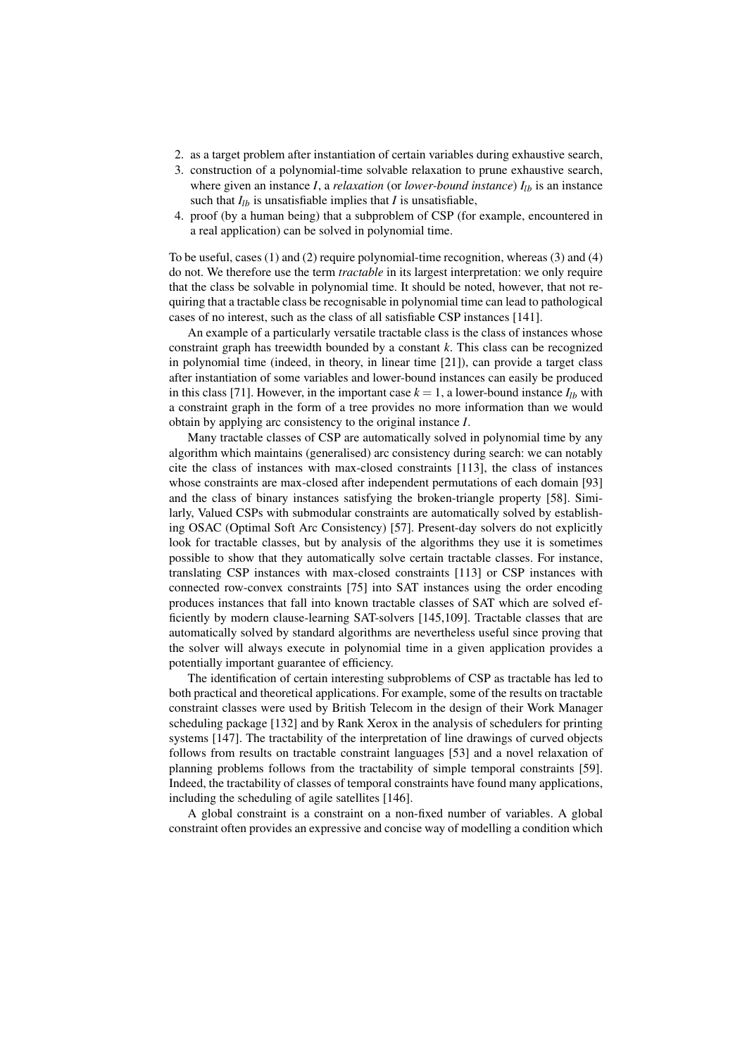2. as a target problem after instantiation of certain variables during exhaustive search,
3. construction of a polynomial-time solvable relaxation to prune exhaustive search, where given an instance $I$, a *relaxation* (or *lower-bound instance*) $I_{lb}$ is an instance such that $I_{lb}$ is unsatisfiable implies that $I$ is unsatisfiable,
4. proof (by a human being) that a subproblem of CSP (for example, encountered in a real application) can be solved in polynomial time.

To be useful, cases (1) and (2) require polynomial-time recognition, whereas (3) and (4) do not. We therefore use the term *tractable* in its largest interpretation: we only require that the class be solvable in polynomial time. It should be noted, however, that not requiring that a tractable class be recognisable in polynomial time can lead to pathological cases of no interest, such as the class of all satisfiable CSP instances [141].

An example of a particularly versatile tractable class is the class of instances whose constraint graph has treewidth bounded by a constant $k$. This class can be recognized in polynomial time (indeed, in theory, in linear time [21]), can provide a target class after instantiation of some variables and lower-bound instances can easily be produced in this class [71]. However, in the important case $k = 1$, a lower-bound instance $I_{lb}$ with a constraint graph in the form of a tree provides no more information than we would obtain by applying arc consistency to the original instance $I$.

Many tractable classes of CSP are automatically solved in polynomial time by any algorithm which maintains (generalised) arc consistency during search: we can notably cite the class of instances with max-closed constraints [113], the class of instances whose constraints are max-closed after independent permutations of each domain [93] and the class of binary instances satisfying the broken-triangle property [58]. Similarly, Valued CSPs with submodular constraints are automatically solved by establishing OSAC (Optimal Soft Arc Consistency) [57]. Present-day solvers do not explicitly look for tractable classes, but by analysis of the algorithms they use it is sometimes possible to show that they automatically solve certain tractable classes. For instance, translating CSP instances with max-closed constraints [113] or CSP instances with connected row-convex constraints [75] into SAT instances using the order encoding produces instances that fall into known tractable classes of SAT which are solved efficiently by modern clause-learning SAT-solvers [145,109]. Tractable classes that are automatically solved by standard algorithms are nevertheless useful since proving that the solver will always execute in polynomial time in a given application provides a potentially important guarantee of efficiency.

The identification of certain interesting subproblems of CSP as tractable has led to both practical and theoretical applications. For example, some of the results on tractable constraint classes were used by British Telecom in the design of their Work Manager scheduling package [132] and by Rank Xerox in the analysis of schedulers for printing systems [147]. The tractability of the interpretation of line drawings of curved objects follows from results on tractable constraint languages [53] and a novel relaxation of planning problems follows from the tractability of simple temporal constraints [59]. Indeed, the tractability of classes of temporal constraints have found many applications, including the scheduling of agile satellites [146].

A global constraint is a constraint on a non-fixed number of variables. A global constraint often provides an expressive and concise way of modelling a condition which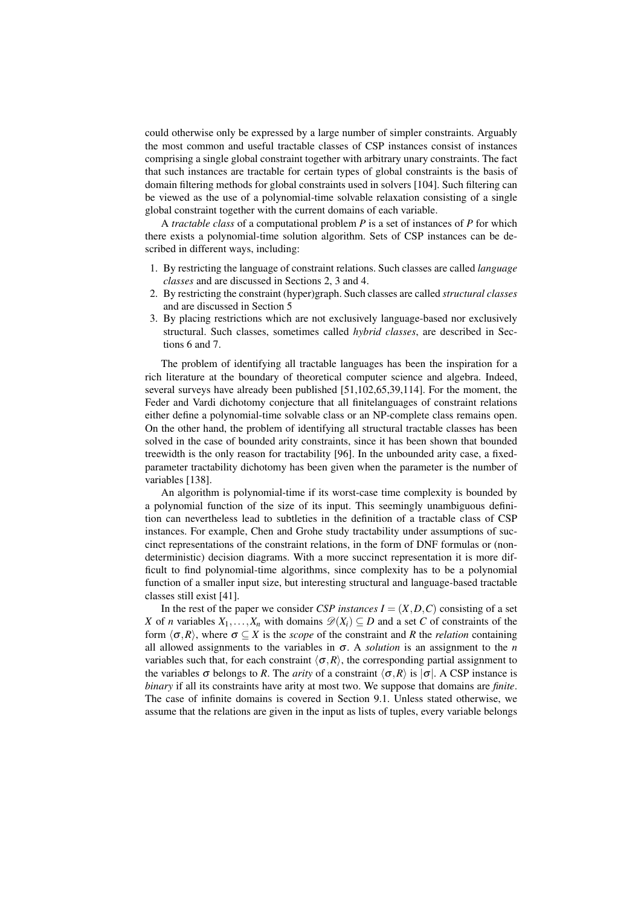could otherwise only be expressed by a large number of simpler constraints. Arguably the most common and useful tractable classes of CSP instances consist of instances comprising a single global constraint together with arbitrary unary constraints. The fact that such instances are tractable for certain types of global constraints is the basis of domain filtering methods for global constraints used in solvers [104]. Such filtering can be viewed as the use of a polynomial-time solvable relaxation consisting of a single global constraint together with the current domains of each variable.

A *tractable class* of a computational problem $P$ is a set of instances of $P$ for which there exists a polynomial-time solution algorithm. Sets of CSP instances can be described in different ways, including:

1. By restricting the language of constraint relations. Such classes are called *language classes* and are discussed in Sections 2, 3 and 4.
2. By restricting the constraint (hyper)graph. Such classes are called *structural classes* and are discussed in Section 5
3. By placing restrictions which are not exclusively language-based nor exclusively structural. Such classes, sometimes called *hybrid classes*, are described in Sections 6 and 7.

The problem of identifying all tractable languages has been the inspiration for a rich literature at the boundary of theoretical computer science and algebra. Indeed, several surveys have already been published [51,102,65,39,114]. For the moment, the Feder and Vardi dichotomy conjecture that all finitelanguages of constraint relations either define a polynomial-time solvable class or an NP-complete class remains open. On the other hand, the problem of identifying all structural tractable classes has been solved in the case of bounded arity constraints, since it has been shown that bounded treewidth is the only reason for tractability [96]. In the unbounded arity case, a fixed-parameter tractability dichotomy has been given when the parameter is the number of variables [138].

An algorithm is polynomial-time if its worst-case time complexity is bounded by a polynomial function of the size of its input. This seemingly unambiguous definition can nevertheless lead to subtleties in the definition of a tractable class of CSP instances. For example, Chen and Grohe study tractability under assumptions of succinct representations of the constraint relations, in the form of DNF formulas or (non-deterministic) decision diagrams. With a more succinct representation it is more difficult to find polynomial-time algorithms, since complexity has to be a polynomial function of a smaller input size, but interesting structural and language-based tractable classes still exist [41].

In the rest of the paper we consider *CSP instances* $I = (X, D, C)$ consisting of a set $X$ of $n$ variables $X_1, \ldots, X_n$ with domains $\mathscr{D}(X_i) \subseteq D$ and a set $C$ of constraints of the form $\langle \sigma, R \rangle$, where $\sigma \subseteq X$ is the *scope* of the constraint and $R$ the *relation* containing all allowed assignments to the variables in $\sigma$. A *solution* is an assignment to the $n$ variables such that, for each constraint $\langle \sigma, R \rangle$, the corresponding partial assignment to the variables $\sigma$ belongs to $R$. The *arity* of a constraint $\langle \sigma, R \rangle$ is $|\sigma|$. A CSP instance is *binary* if all its constraints have arity at most two. We suppose that domains are *finite*. The case of infinite domains is covered in Section 9.1. Unless stated otherwise, we assume that the relations are given in the input as lists of tuples, every variable belongs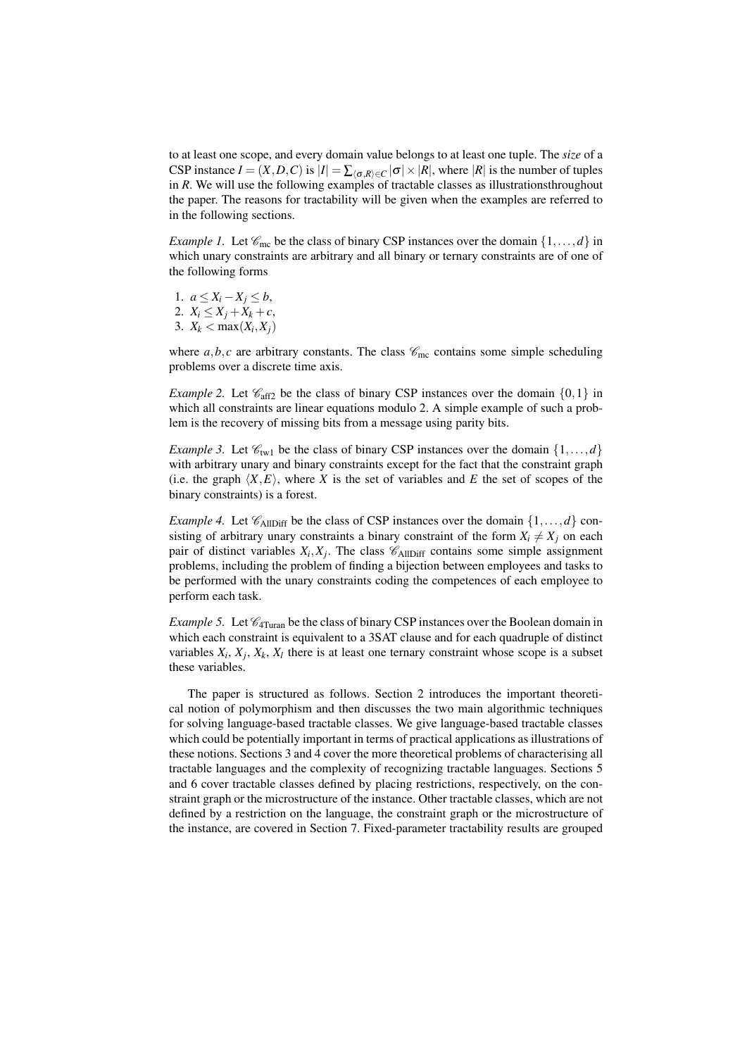to at least one scope, and every domain value belongs to at least one tuple. The *size* of a CSP instance $I = (X, D, C)$ is $|I| = \sum_{\langle \sigma, R \rangle \in C} |\sigma| \times |R|$, where $|R|$ is the number of tuples in $R$. We will use the following examples of tractable classes as illustrationsthroughout the paper. The reasons for tractability will be given when the examples are referred to in the following sections.

*Example 1.* Let $\mathscr{C}_{\text{mc}}$ be the class of binary CSP instances over the domain $\{1, \ldots, d\}$ in which unary constraints are arbitrary and all binary or ternary constraints are of one of the following forms

1. $a \leq X_i - X_j \leq b$,
2. $X_i \leq X_j + X_k + c$,
3. $X_k < \max(X_i, X_j)$

where $a, b, c$ are arbitrary constants. The class $\mathscr{C}_{\text{mc}}$ contains some simple scheduling problems over a discrete time axis.

*Example 2.* Let $\mathscr{C}_{\text{aff2}}$ be the class of binary CSP instances over the domain $\{0, 1\}$ in which all constraints are linear equations modulo 2. A simple example of such a problem is the recovery of missing bits from a message using parity bits.

*Example 3.* Let $\mathscr{C}_{\text{tw1}}$ be the class of binary CSP instances over the domain $\{1, \ldots, d\}$ with arbitrary unary and binary constraints except for the fact that the constraint graph (i.e. the graph $\langle X, E \rangle$, where $X$ is the set of variables and $E$ the set of scopes of the binary constraints) is a forest.

*Example 4.* Let $\mathscr{C}_{\text{AllDiff}}$ be the class of CSP instances over the domain $\{1, \ldots, d\}$ consisting of arbitrary unary constraints a binary constraint of the form $X_i \neq X_j$ on each pair of distinct variables $X_i, X_j$. The class $\mathscr{C}_{\text{AllDiff}}$ contains some simple assignment problems, including the problem of finding a bijection between employees and tasks to be performed with the unary constraints coding the competences of each employee to perform each task.

*Example 5.* Let $\mathscr{C}_{\text{4Turan}}$ be the class of binary CSP instances over the Boolean domain in which each constraint is equivalent to a 3SAT clause and for each quadruple of distinct variables $X_i$, $X_j$, $X_k$, $X_l$ there is at least one ternary constraint whose scope is a subset these variables.

The paper is structured as follows. Section 2 introduces the important theoretical notion of polymorphism and then discusses the two main algorithmic techniques for solving language-based tractable classes. We give language-based tractable classes which could be potentially important in terms of practical applications as illustrations of these notions. Sections 3 and 4 cover the more theoretical problems of characterising all tractable languages and the complexity of recognizing tractable languages. Sections 5 and 6 cover tractable classes defined by placing restrictions, respectively, on the constraint graph or the microstructure of the instance. Other tractable classes, which are not defined by a restriction on the language, the constraint graph or the microstructure of the instance, are covered in Section 7. Fixed-parameter tractability results are grouped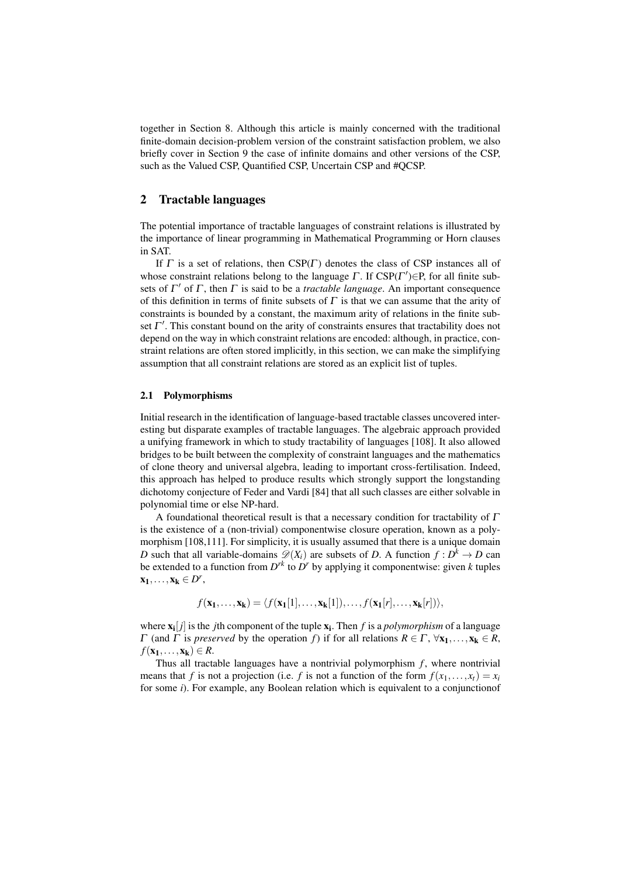together in Section 8. Although this article is mainly concerned with the traditional finite-domain decision-problem version of the constraint satisfaction problem, we also briefly cover in Section 9 the case of infinite domains and other versions of the CSP, such as the Valued CSP, Quantified CSP, Uncertain CSP and #QCSP.

## 2 Tractable languages

The potential importance of tractable languages of constraint relations is illustrated by the importance of linear programming in Mathematical Programming or Horn clauses in SAT.

If $\Gamma$ is a set of relations, then CSP($\Gamma$) denotes the class of CSP instances all of whose constraint relations belong to the language $\Gamma$. If CSP($\Gamma'$)$\in$P, for all finite subsets of $\Gamma'$ of $\Gamma$, then $\Gamma$ is said to be a *tractable language*. An important consequence of this definition in terms of finite subsets of $\Gamma$ is that we can assume that the arity of constraints is bounded by a constant, the maximum arity of relations in the finite subset $\Gamma'$. This constant bound on the arity of constraints ensures that tractability does not depend on the way in which constraint relations are encoded: although, in practice, constraint relations are often stored implicitly, in this section, we can make the simplifying assumption that all constraint relations are stored as an explicit list of tuples.

### 2.1 Polymorphisms

Initial research in the identification of language-based tractable classes uncovered interesting but disparate examples of tractable languages. The algebraic approach provided a unifying framework in which to study tractability of languages [108]. It also allowed bridges to be built between the complexity of constraint languages and the mathematics of clone theory and universal algebra, leading to important cross-fertilisation. Indeed, this approach has helped to produce results which strongly support the longstanding dichotomy conjecture of Feder and Vardi [84] that all such classes are either solvable in polynomial time or else NP-hard.

A foundational theoretical result is that a necessary condition for tractability of $\Gamma$ is the existence of a (non-trivial) componentwise closure operation, known as a polymorphism [108,111]. For simplicity, it is usually assumed that there is a unique domain $D$ such that all variable-domains $\mathscr{D}(X_i)$ are subsets of $D$. A function $f : D^k \to D$ can be extended to a function from $D^{rk}$ to $D^r$ by applying it componentwise: given $k$ tuples $\mathbf{x_1}, \ldots, \mathbf{x_k} \in D^r$,

$$f(\mathbf{x_1}, \ldots, \mathbf{x_k}) = \langle f(\mathbf{x_1}[1], \ldots, \mathbf{x_k}[1]), \ldots, f(\mathbf{x_1}[r], \ldots, \mathbf{x_k}[r]) \rangle,$$

where $\mathbf{x_i}[j]$ is the $j$th component of the tuple $\mathbf{x_i}$. Then $f$ is a *polymorphism* of a language $\Gamma$ (and $\Gamma$ is *preserved* by the operation $f$) if for all relations $R \in \Gamma$, $\forall \mathbf{x_1}, \ldots, \mathbf{x_k} \in R$, $f(\mathbf{x_1}, \ldots, \mathbf{x_k}) \in R$.

Thus all tractable languages have a nontrivial polymorphism $f$, where nontrivial means that $f$ is not a projection (i.e. $f$ is not a function of the form $f(x_1, \ldots, x_t) = x_i$ for some $i$). For example, any Boolean relation which is equivalent to a conjunctionof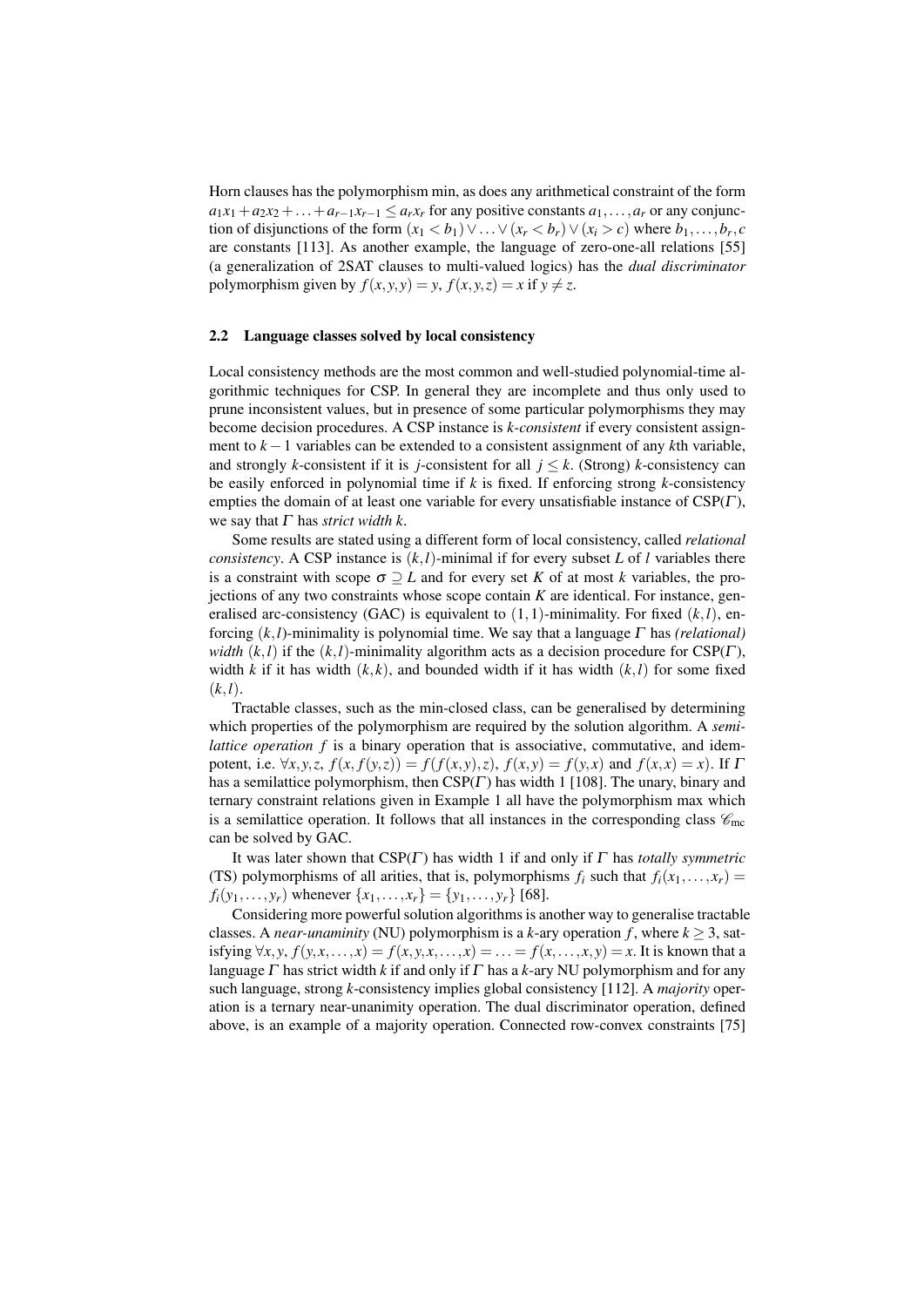Horn clauses has the polymorphism min, as does any arithmetical constraint of the form $a_1x_1 + a_2x_2 + \ldots + a_{r-1}x_{r-1} \leq a_rx_r$ for any positive constants $a_1, \ldots, a_r$ or any conjunction of disjunctions of the form $(x_1 < b_1) \vee \ldots \vee (x_r < b_r) \vee (x_i > c)$ where $b_1, \ldots, b_r, c$ are constants [113]. As another example, the language of zero-one-all relations [55] (a generalization of 2SAT clauses to multi-valued logics) has the *dual discriminator* polymorphism given by $f(x, y, y) = y$, $f(x, y, z) = x$ if $y \neq z$.

## 2.2 Language classes solved by local consistency

Local consistency methods are the most common and well-studied polynomial-time algorithmic techniques for CSP. In general they are incomplete and thus only used to prune inconsistent values, but in presence of some particular polymorphisms they may become decision procedures. A CSP instance is *k-consistent* if every consistent assignment to $k-1$ variables can be extended to a consistent assignment of any $k$th variable, and strongly $k$-consistent if it is $j$-consistent for all $j \leq k$. (Strong) $k$-consistency can be easily enforced in polynomial time if $k$ is fixed. If enforcing strong $k$-consistency empties the domain of at least one variable for every unsatisfiable instance of CSP($\Gamma$), we say that $\Gamma$ has *strict width k*.

Some results are stated using a different form of local consistency, called *relational consistency*. A CSP instance is $(k,l)$-minimal if for every subset $L$ of $l$ variables there is a constraint with scope $\sigma \supseteq L$ and for every set $K$ of at most $k$ variables, the projections of any two constraints whose scope contain $K$ are identical. For instance, generalised arc-consistency (GAC) is equivalent to $(1,1)$-minimality. For fixed $(k,l)$, enforcing $(k,l)$-minimality is polynomial time. We say that a language $\Gamma$ has *(relational) width* $(k,l)$ if the $(k,l)$-minimality algorithm acts as a decision procedure for CSP($\Gamma$), width $k$ if it has width $(k,k)$, and bounded width if it has width $(k,l)$ for some fixed $(k,l)$.

Tractable classes, such as the min-closed class, can be generalised by determining which properties of the polymorphism are required by the solution algorithm. A *semilattice operation* $f$ is a binary operation that is associative, commutative, and idempotent, i.e. $\forall x, y, z,\ f(x, f(y,z)) = f(f(x,y), z)$, $f(x,y) = f(y,x)$ and $f(x,x) = x$). If $\Gamma$ has a semilattice polymorphism, then CSP($\Gamma$) has width 1 [108]. The unary, binary and ternary constraint relations given in Example 1 all have the polymorphism max which is a semilattice operation. It follows that all instances in the corresponding class $\mathscr{C}_{\text{mc}}$ can be solved by GAC.

It was later shown that CSP($\Gamma$) has width 1 if and only if $\Gamma$ has *totally symmetric* (TS) polymorphisms of all arities, that is, polymorphisms $f_i$ such that $f_i(x_1, \ldots, x_r) = f_i(y_1, \ldots, y_r)$ whenever $\{x_1, \ldots, x_r\} = \{y_1, \ldots, y_r\}$ [68].

Considering more powerful solution algorithms is another way to generalise tractable classes. A *near-unaminity* (NU) polymorphism is a $k$-ary operation $f$, where $k \geq 3$, satisfying $\forall x, y,\ f(y, x, \ldots, x) = f(x, y, x, \ldots, x) = \ldots = f(x, \ldots, x, y) = x$. It is known that a language $\Gamma$ has strict width $k$ if and only if $\Gamma$ has a $k$-ary NU polymorphism and for any such language, strong $k$-consistency implies global consistency [112]. A *majority* operation is a ternary near-unanimity operation. The dual discriminator operation, defined above, is an example of a majority operation. Connected row-convex constraints [75]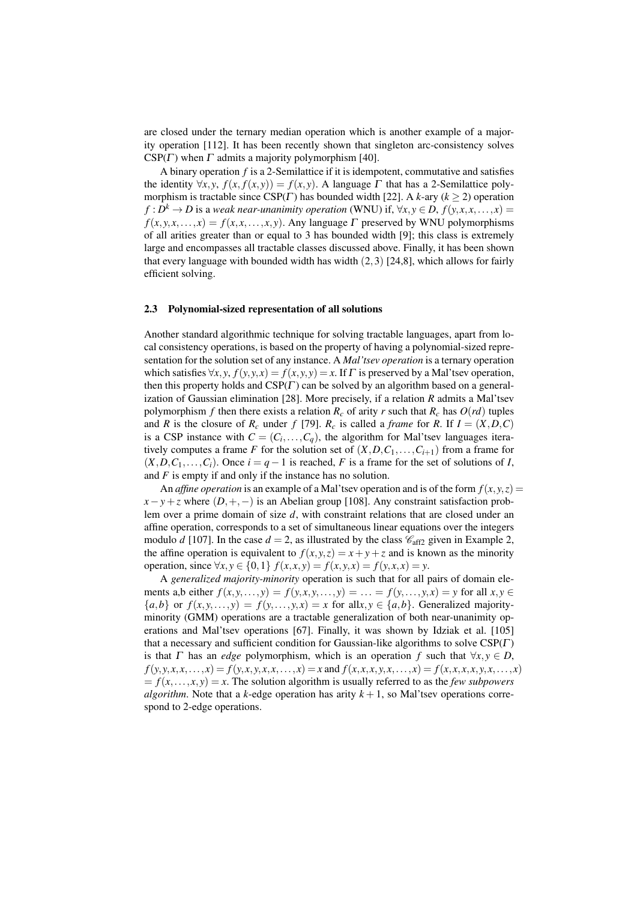are closed under the ternary median operation which is another example of a majority operation [112]. It has been recently shown that singleton arc-consistency solves CSP($\Gamma$) when $\Gamma$ admits a majority polymorphism [40].

A binary operation $f$ is a 2-Semilattice if it is idempotent, commutative and satisfies the identity $\forall x, y,\ f(x, f(x,y)) = f(x,y)$. A language $\Gamma$ that has a 2-Semilattice polymorphism is tractable since CSP($\Gamma$) has bounded width [22]. A $k$-ary ($k \geq 2$) operation $f : D^k \to D$ is a *weak near-unanimity operation* (WNU) if, $\forall x, y \in D,\ f(y,x,x,\ldots,x) = f(x,y,x,\ldots,x) = f(x,x,\ldots,x,y)$. Any language $\Gamma$ preserved by WNU polymorphisms of all arities greater than or equal to 3 has bounded width [9]; this class is extremely large and encompasses all tractable classes discussed above. Finally, it has been shown that every language with bounded width has width $(2,3)$ [24,8], which allows for fairly efficient solving.

### 2.3 Polynomial-sized representation of all solutions

Another standard algorithmic technique for solving tractable languages, apart from local consistency operations, is based on the property of having a polynomial-sized representation for the solution set of any instance. A *Mal'tsev operation* is a ternary operation which satisfies $\forall x, y,\ f(y,y,x) = f(x,y,y) = x$. If $\Gamma$ is preserved by a Mal'tsev operation, then this property holds and CSP($\Gamma$) can be solved by an algorithm based on a generalization of Gaussian elimination [28]. More precisely, if a relation $R$ admits a Mal'tsev polymorphism $f$ then there exists a relation $R_c$ of arity $r$ such that $R_c$ has $O(rd)$ tuples and $R$ is the closure of $R_c$ under $f$ [79]. $R_c$ is called a *frame* for $R$. If $I = (X, D, C)$ is a CSP instance with $C = (C_i, \ldots, C_q)$, the algorithm for Mal'tsev languages iteratively computes a frame $F$ for the solution set of $(X, D, C_1, \ldots, C_{i+1})$ from a frame for $(X, D, C_1, \ldots, C_i)$. Once $i = q-1$ is reached, $F$ is a frame for the set of solutions of $I$, and $F$ is empty if and only if the instance has no solution.

An *affine operation* is an example of a Mal'tsev operation and is of the form $f(x,y,z) = x - y + z$ where $(D, +, -)$ is an Abelian group [108]. Any constraint satisfaction problem over a prime domain of size $d$, with constraint relations that are closed under an affine operation, corresponds to a set of simultaneous linear equations over the integers modulo $d$ [107]. In the case $d = 2$, as illustrated by the class $\mathscr{C}_{\text{aff2}}$ given in Example 2, the affine operation is equivalent to $f(x,y,z) = x + y + z$ and is known as the minority operation, since $\forall x, y \in \{0,1\}\ f(x,x,y) = f(x,y,x) = f(y,x,x) = y$.

A *generalized majority-minority* operation is such that for all pairs of domain elements a,b either $f(x,y,\ldots,y) = f(y,x,y,\ldots,y) = \ldots = f(y,\ldots,y,x) = y$ for all $x, y \in \{a,b\}$ or $f(x,y,\ldots,y) = f(y,\ldots,y,x) = x$ for all$x, y \in \{a,b\}$. Generalized majority-minority (GMM) operations are a tractable generalization of both near-unanimity operations and Mal'tsev operations [67]. Finally, it was shown by Idziak et al. [105] that a necessary and sufficient condition for Gaussian-like algorithms to solve CSP($\Gamma$) is that $\Gamma$ has an *edge* polymorphism, which is an operation $f$ such that $\forall x, y \in D$, $f(y,y,x,x,\ldots,x) = f(y,x,y,x,x,\ldots,x) = x$ and $f(x,x,x,y,x,\ldots,x) = f(x,x,x,x,y,x,\ldots,x)$ $= f(x,\ldots,x,y) = x$. The solution algorithm is usually referred to as the *few subpowers algorithm*. Note that a $k$-edge operation has arity $k+1$, so Mal'tsev operations correspond to 2-edge operations.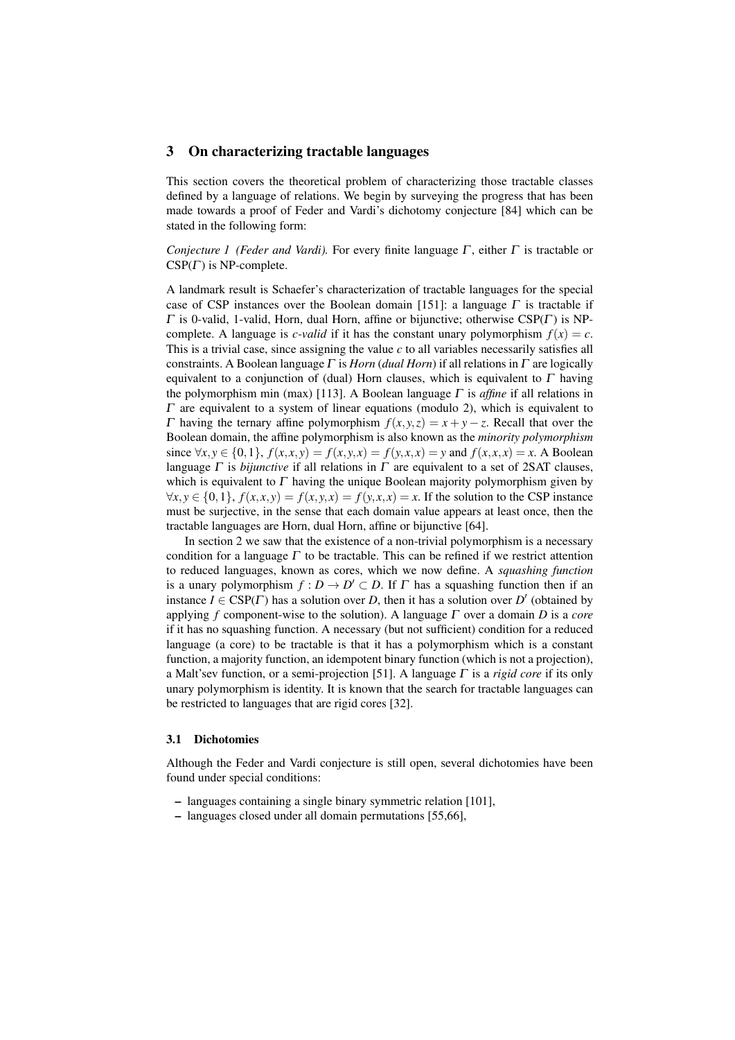## 3 On characterizing tractable languages

This section covers the theoretical problem of characterizing those tractable classes defined by a language of relations. We begin by surveying the progress that has been made towards a proof of Feder and Vardi's dichotomy conjecture [84] which can be stated in the following form:

*Conjecture 1 (Feder and Vardi).* For every finite language $\Gamma$, either $\Gamma$ is tractable or CSP($\Gamma$) is NP-complete.

A landmark result is Schaefer's characterization of tractable languages for the special case of CSP instances over the Boolean domain [151]: a language $\Gamma$ is tractable if $\Gamma$ is 0-valid, 1-valid, Horn, dual Horn, affine or bijunctive; otherwise CSP($\Gamma$) is NP-complete. A language is *c-valid* if it has the constant unary polymorphism $f(x) = c$. This is a trivial case, since assigning the value $c$ to all variables necessarily satisfies all constraints. A Boolean language $\Gamma$ is *Horn* (*dual Horn*) if all relations in $\Gamma$ are logically equivalent to a conjunction of (dual) Horn clauses, which is equivalent to $\Gamma$ having the polymorphism min (max) [113]. A Boolean language $\Gamma$ is *affine* if all relations in $\Gamma$ are equivalent to a system of linear equations (modulo 2), which is equivalent to $\Gamma$ having the ternary affine polymorphism $f(x,y,z) = x+y-z$. Recall that over the Boolean domain, the affine polymorphism is also known as the *minority polymorphism* since $\forall x,y \in \{0,1\}$, $f(x,x,y) = f(x,y,x) = f(y,x,x) = y$ and $f(x,x,x) = x$. A Boolean language $\Gamma$ is *bijunctive* if all relations in $\Gamma$ are equivalent to a set of 2SAT clauses, which is equivalent to $\Gamma$ having the unique Boolean majority polymorphism given by $\forall x,y \in \{0,1\}$, $f(x,x,y) = f(x,y,x) = f(y,x,x) = x$. If the solution to the CSP instance must be surjective, in the sense that each domain value appears at least once, then the tractable languages are Horn, dual Horn, affine or bijunctive [64].

In section 2 we saw that the existence of a non-trivial polymorphism is a necessary condition for a language $\Gamma$ to be tractable. This can be refined if we restrict attention to reduced languages, known as cores, which we now define. A *squashing function* is a unary polymorphism $f : D \to D' \subset D$. If $\Gamma$ has a squashing function then if an instance $I \in$ CSP($\Gamma$) has a solution over $D$, then it has a solution over $D'$ (obtained by applying $f$ component-wise to the solution). A language $\Gamma$ over a domain $D$ is a *core* if it has no squashing function. A necessary (but not sufficient) condition for a reduced language (a core) to be tractable is that it has a polymorphism which is a constant function, a majority function, an idempotent binary function (which is not a projection), a Malt'sev function, or a semi-projection [51]. A language $\Gamma$ is a *rigid core* if its only unary polymorphism is identity. It is known that the search for tractable languages can be restricted to languages that are rigid cores [32].

### 3.1 Dichotomies

Although the Feder and Vardi conjecture is still open, several dichotomies have been found under special conditions:

- languages containing a single binary symmetric relation [101],
- languages closed under all domain permutations [55,66],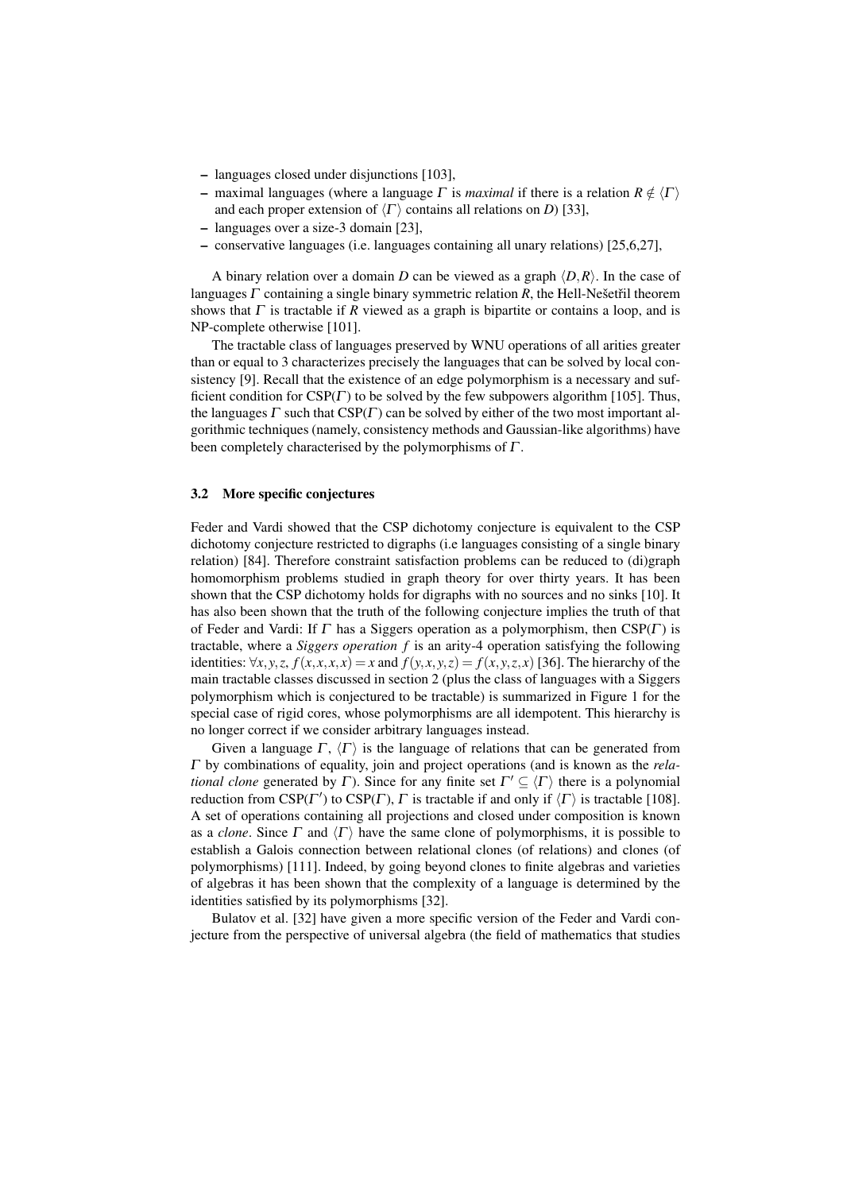- languages closed under disjunctions [103],
- maximal languages (where a language $\Gamma$ is *maximal* if there is a relation $R \notin \langle \Gamma \rangle$ and each proper extension of $\langle \Gamma \rangle$ contains all relations on $D$) [33],
- languages over a size-3 domain [23],
- conservative languages (i.e. languages containing all unary relations) [25,6,27],

A binary relation over a domain $D$ can be viewed as a graph $\langle D, R \rangle$. In the case of languages $\Gamma$ containing a single binary symmetric relation $R$, the Hell-Nešetřil theorem shows that $\Gamma$ is tractable if $R$ viewed as a graph is bipartite or contains a loop, and is NP-complete otherwise [101].

The tractable class of languages preserved by WNU operations of all arities greater than or equal to 3 characterizes precisely the languages that can be solved by local consistency [9]. Recall that the existence of an edge polymorphism is a necessary and sufficient condition for CSP($\Gamma$) to be solved by the few subpowers algorithm [105]. Thus, the languages $\Gamma$ such that CSP($\Gamma$) can be solved by either of the two most important algorithmic techniques (namely, consistency methods and Gaussian-like algorithms) have been completely characterised by the polymorphisms of $\Gamma$.

### 3.2 More specific conjectures

Feder and Vardi showed that the CSP dichotomy conjecture is equivalent to the CSP dichotomy conjecture restricted to digraphs (i.e languages consisting of a single binary relation) [84]. Therefore constraint satisfaction problems can be reduced to (di)graph homomorphism problems studied in graph theory for over thirty years. It has been shown that the CSP dichotomy holds for digraphs with no sources and no sinks [10]. It has also been shown that the truth of the following conjecture implies the truth of that of Feder and Vardi: If $\Gamma$ has a Siggers operation as a polymorphism, then CSP($\Gamma$) is tractable, where a *Siggers operation* $f$ is an arity-4 operation satisfying the following identities: $\forall x, y, z,\ f(x,x,x,x) = x$ and $f(y,x,y,z) = f(x,y,z,x)$ [36]. The hierarchy of the main tractable classes discussed in section 2 (plus the class of languages with a Siggers polymorphism which is conjectured to be tractable) is summarized in Figure 1 for the special case of rigid cores, whose polymorphisms are all idempotent. This hierarchy is no longer correct if we consider arbitrary languages instead.

Given a language $\Gamma$, $\langle \Gamma \rangle$ is the language of relations that can be generated from $\Gamma$ by combinations of equality, join and project operations (and is known as the *relational clone* generated by $\Gamma$). Since for any finite set $\Gamma' \subseteq \langle \Gamma \rangle$ there is a polynomial reduction from CSP($\Gamma'$) to CSP($\Gamma$), $\Gamma$ is tractable if and only if $\langle \Gamma \rangle$ is tractable [108]. A set of operations containing all projections and closed under composition is known as a *clone*. Since $\Gamma$ and $\langle \Gamma \rangle$ have the same clone of polymorphisms, it is possible to establish a Galois connection between relational clones (of relations) and clones (of polymorphisms) [111]. Indeed, by going beyond clones to finite algebras and varieties of algebras it has been shown that the complexity of a language is determined by the identities satisfied by its polymorphisms [32].

Bulatov et al. [32] have given a more specific version of the Feder and Vardi conjecture from the perspective of universal algebra (the field of mathematics that studies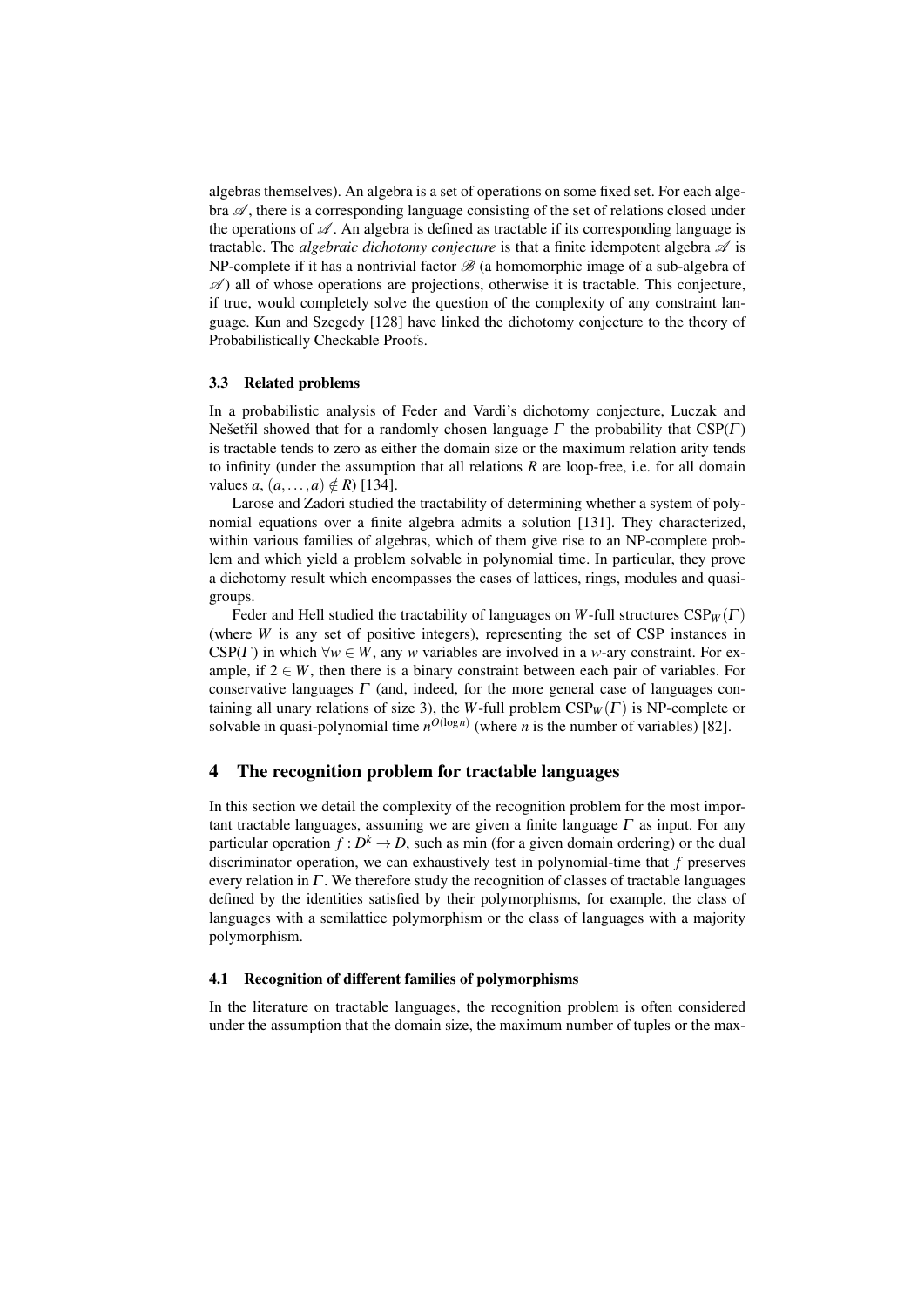algebras themselves). An algebra is a set of operations on some fixed set. For each algebra $\mathscr{A}$, there is a corresponding language consisting of the set of relations closed under the operations of $\mathscr{A}$. An algebra is defined as tractable if its corresponding language is tractable. The *algebraic dichotomy conjecture* is that a finite idempotent algebra $\mathscr{A}$ is NP-complete if it has a nontrivial factor $\mathscr{B}$ (a homomorphic image of a sub-algebra of $\mathscr{A}$) all of whose operations are projections, otherwise it is tractable. This conjecture, if true, would completely solve the question of the complexity of any constraint language. Kun and Szegedy [128] have linked the dichotomy conjecture to the theory of Probabilistically Checkable Proofs.

### 3.3 Related problems

In a probabilistic analysis of Feder and Vardi's dichotomy conjecture, Luczak and Nešetřil showed that for a randomly chosen language $\Gamma$ the probability that CSP($\Gamma$) is tractable tends to zero as either the domain size or the maximum relation arity tends to infinity (under the assumption that all relations $R$ are loop-free, i.e. for all domain values $a$, $(a,\ldots,a) \notin R$) [134].

Larose and Zadori studied the tractability of determining whether a system of polynomial equations over a finite algebra admits a solution [131]. They characterized, within various families of algebras, which of them give rise to an NP-complete problem and which yield a problem solvable in polynomial time. In particular, they prove a dichotomy result which encompasses the cases of lattices, rings, modules and quasigroups.

Feder and Hell studied the tractability of languages on $W$-full structures $\mathrm{CSP}_W(\Gamma)$ (where $W$ is any set of positive integers), representing the set of CSP instances in CSP($\Gamma$) in which $\forall w \in W$, any $w$ variables are involved in a $w$-ary constraint. For example, if $2 \in W$, then there is a binary constraint between each pair of variables. For conservative languages $\Gamma$ (and, indeed, for the more general case of languages containing all unary relations of size 3), the $W$-full problem $\mathrm{CSP}_W(\Gamma)$ is NP-complete or solvable in quasi-polynomial time $n^{O(\log n)}$ (where $n$ is the number of variables) [82].

## 4 The recognition problem for tractable languages

In this section we detail the complexity of the recognition problem for the most important tractable languages, assuming we are given a finite language $\Gamma$ as input. For any particular operation $f : D^k \to D$, such as min (for a given domain ordering) or the dual discriminator operation, we can exhaustively test in polynomial-time that $f$ preserves every relation in $\Gamma$. We therefore study the recognition of classes of tractable languages defined by the identities satisfied by their polymorphisms, for example, the class of languages with a semilattice polymorphism or the class of languages with a majority polymorphism.

### 4.1 Recognition of different families of polymorphisms

In the literature on tractable languages, the recognition problem is often considered under the assumption that the domain size, the maximum number of tuples or the max-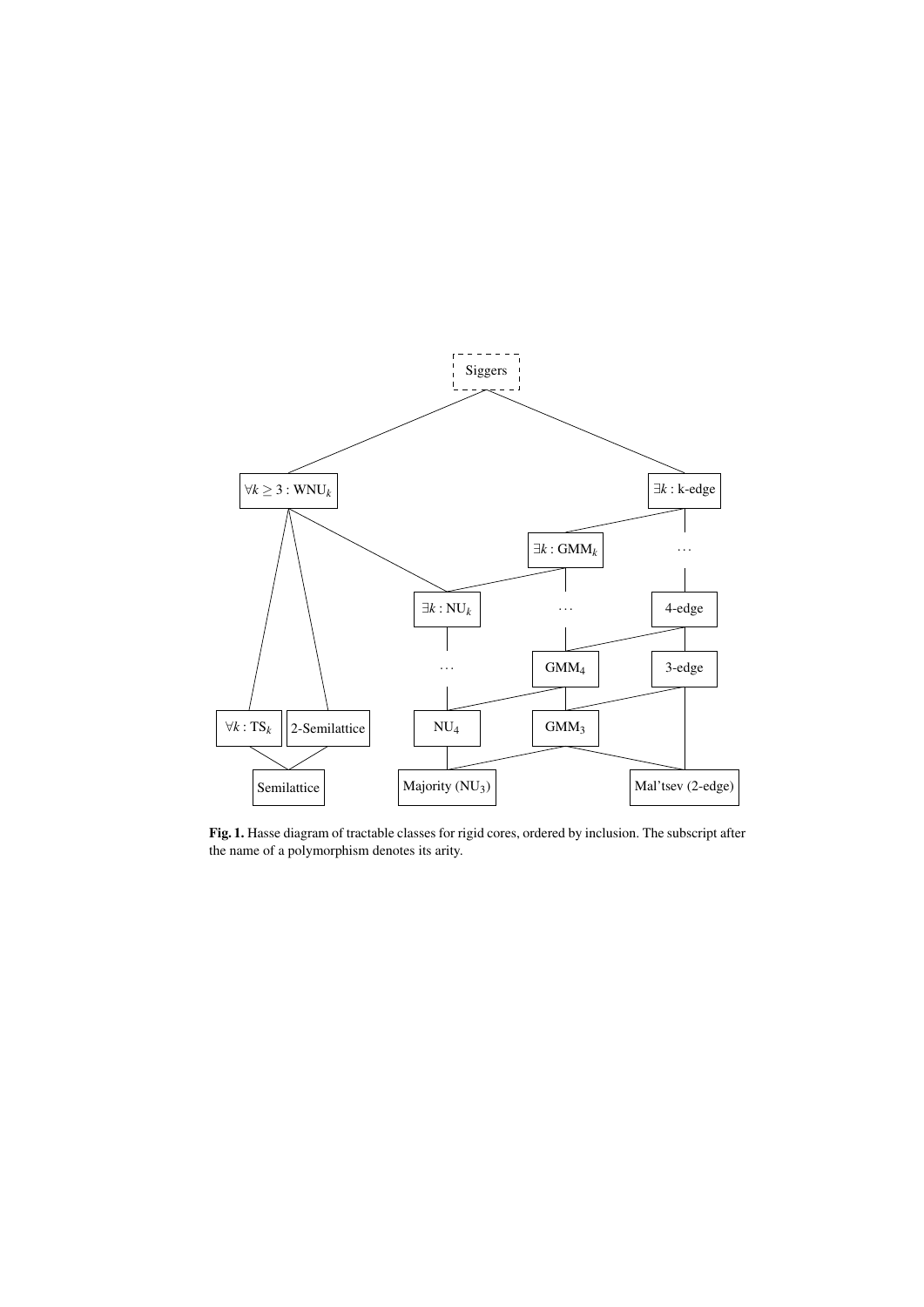**Fig. 1.** Hasse diagram of tractable classes for rigid cores, ordered by inclusion. The subscript after the name of a polymorphism denotes its arity.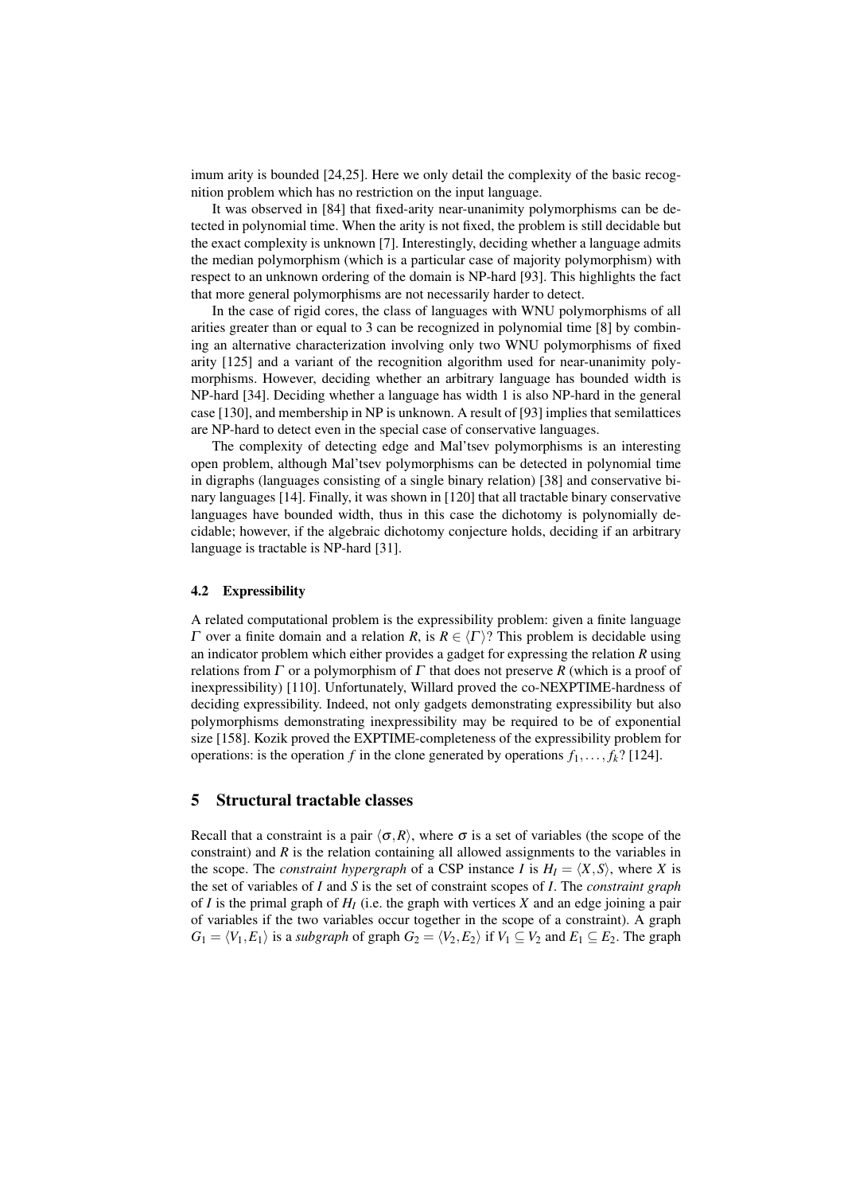imum arity is bounded [24,25]. Here we only detail the complexity of the basic recognition problem which has no restriction on the input language.

It was observed in [84] that fixed-arity near-unanimity polymorphisms can be detected in polynomial time. When the arity is not fixed, the problem is still decidable but the exact complexity is unknown [7]. Interestingly, deciding whether a language admits the median polymorphism (which is a particular case of majority polymorphism) with respect to an unknown ordering of the domain is NP-hard [93]. This highlights the fact that more general polymorphisms are not necessarily harder to detect.

In the case of rigid cores, the class of languages with WNU polymorphisms of all arities greater than or equal to 3 can be recognized in polynomial time [8] by combining an alternative characterization involving only two WNU polymorphisms of fixed arity [125] and a variant of the recognition algorithm used for near-unanimity polymorphisms. However, deciding whether an arbitrary language has bounded width is NP-hard [34]. Deciding whether a language has width 1 is also NP-hard in the general case [130], and membership in NP is unknown. A result of [93] implies that semilattices are NP-hard to detect even in the special case of conservative languages.

The complexity of detecting edge and Mal'tsev polymorphisms is an interesting open problem, although Mal'tsev polymorphisms can be detected in polynomial time in digraphs (languages consisting of a single binary relation) [38] and conservative binary languages [14]. Finally, it was shown in [120] that all tractable binary conservative languages have bounded width, thus in this case the dichotomy is polynomially decidable; however, if the algebraic dichotomy conjecture holds, deciding if an arbitrary language is tractable is NP-hard [31].

### 4.2 Expressibility

A related computational problem is the expressibility problem: given a finite language $\Gamma$ over a finite domain and a relation $R$, is $R \in \langle \Gamma \rangle$? This problem is decidable using an indicator problem which either provides a gadget for expressing the relation $R$ using relations from $\Gamma$ or a polymorphism of $\Gamma$ that does not preserve $R$ (which is a proof of inexpressibility) [110]. Unfortunately, Willard proved the co-NEXPTIME-hardness of deciding expressibility. Indeed, not only gadgets demonstrating expressibility but also polymorphisms demonstrating inexpressibility may be required to be of exponential size [158]. Kozik proved the EXPTIME-completeness of the expressibility problem for operations: is the operation $f$ in the clone generated by operations $f_1, \ldots, f_k$? [124].

## 5 Structural tractable classes

Recall that a constraint is a pair $\langle \sigma, R \rangle$, where $\sigma$ is a set of variables (the scope of the constraint) and $R$ is the relation containing all allowed assignments to the variables in the scope. The *constraint hypergraph* of a CSP instance $I$ is $H_I = \langle X, S \rangle$, where $X$ is the set of variables of $I$ and $S$ is the set of constraint scopes of $I$. The *constraint graph* of $I$ is the primal graph of $H_I$ (i.e. the graph with vertices $X$ and an edge joining a pair of variables if the two variables occur together in the scope of a constraint). A graph $G_1 = \langle V_1, E_1 \rangle$ is a *subgraph* of graph $G_2 = \langle V_2, E_2 \rangle$ if $V_1 \subseteq V_2$ and $E_1 \subseteq E_2$. The graph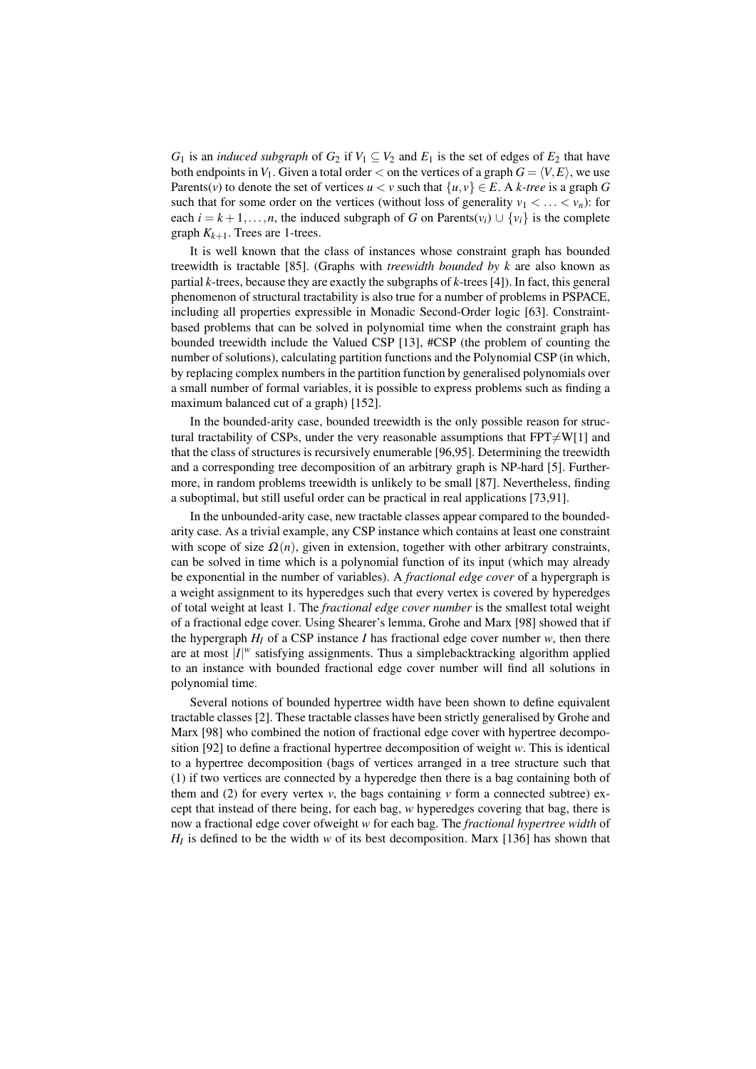$G_1$ is an *induced subgraph* of $G_2$ if $V_1 \subseteq V_2$ and $E_1$ is the set of edges of $E_2$ that have both endpoints in $V_1$. Given a total order $<$ on the vertices of a graph $G = \langle V, E \rangle$, we use Parents($v$) to denote the set of vertices $u < v$ such that $\{u, v\} \in E$. A *k-tree* is a graph $G$ such that for some order on the vertices (without loss of generality $v_1 < \ldots < v_n$): for each $i = k+1, \ldots, n$, the induced subgraph of $G$ on Parents($v_i$) $\cup \{v_i\}$ is the complete graph $K_{k+1}$. Trees are 1-trees.

It is well known that the class of instances whose constraint graph has bounded treewidth is tractable [85]. (Graphs with *treewidth bounded by k* are also known as partial $k$-trees, because they are exactly the subgraphs of $k$-trees [4]). In fact, this general phenomenon of structural tractability is also true for a number of problems in PSPACE, including all properties expressible in Monadic Second-Order logic [63]. Constraint-based problems that can be solved in polynomial time when the constraint graph has bounded treewidth include the Valued CSP [13], #CSP (the problem of counting the number of solutions), calculating partition functions and the Polynomial CSP (in which, by replacing complex numbers in the partition function by generalised polynomials over a small number of formal variables, it is possible to express problems such as finding a maximum balanced cut of a graph) [152].

In the bounded-arity case, bounded treewidth is the only possible reason for structural tractability of CSPs, under the very reasonable assumptions that FPT$\neq$W[1] and that the class of structures is recursively enumerable [96,95]. Determining the treewidth and a corresponding tree decomposition of an arbitrary graph is NP-hard [5]. Furthermore, in random problems treewidth is unlikely to be small [87]. Nevertheless, finding a suboptimal, but still useful order can be practical in real applications [73,91].

In the unbounded-arity case, new tractable classes appear compared to the bounded-arity case. As a trivial example, any CSP instance which contains at least one constraint with scope of size $\Omega(n)$, given in extension, together with other arbitrary constraints, can be solved in time which is a polynomial function of its input (which may already be exponential in the number of variables). A *fractional edge cover* of a hypergraph is a weight assignment to its hyperedges such that every vertex is covered by hyperedges of total weight at least 1. The *fractional edge cover number* is the smallest total weight of a fractional edge cover. Using Shearer's lemma, Grohe and Marx [98] showed that if the hypergraph $H_I$ of a CSP instance $I$ has fractional edge cover number $w$, then there are at most $|I|^w$ satisfying assignments. Thus a simplebacktracking algorithm applied to an instance with bounded fractional edge cover number will find all solutions in polynomial time.

Several notions of bounded hypertree width have been shown to define equivalent tractable classes [2]. These tractable classes have been strictly generalised by Grohe and Marx [98] who combined the notion of fractional edge cover with hypertree decomposition [92] to define a fractional hypertree decomposition of weight $w$. This is identical to a hypertree decomposition (bags of vertices arranged in a tree structure such that (1) if two vertices are connected by a hyperedge then there is a bag containing both of them and (2) for every vertex $v$, the bags containing $v$ form a connected subtree) except that instead of there being, for each bag, $w$ hyperedges covering that bag, there is now a fractional edge cover ofweight $w$ for each bag. The *fractional hypertree width* of $H_I$ is defined to be the width $w$ of its best decomposition. Marx [136] has shown that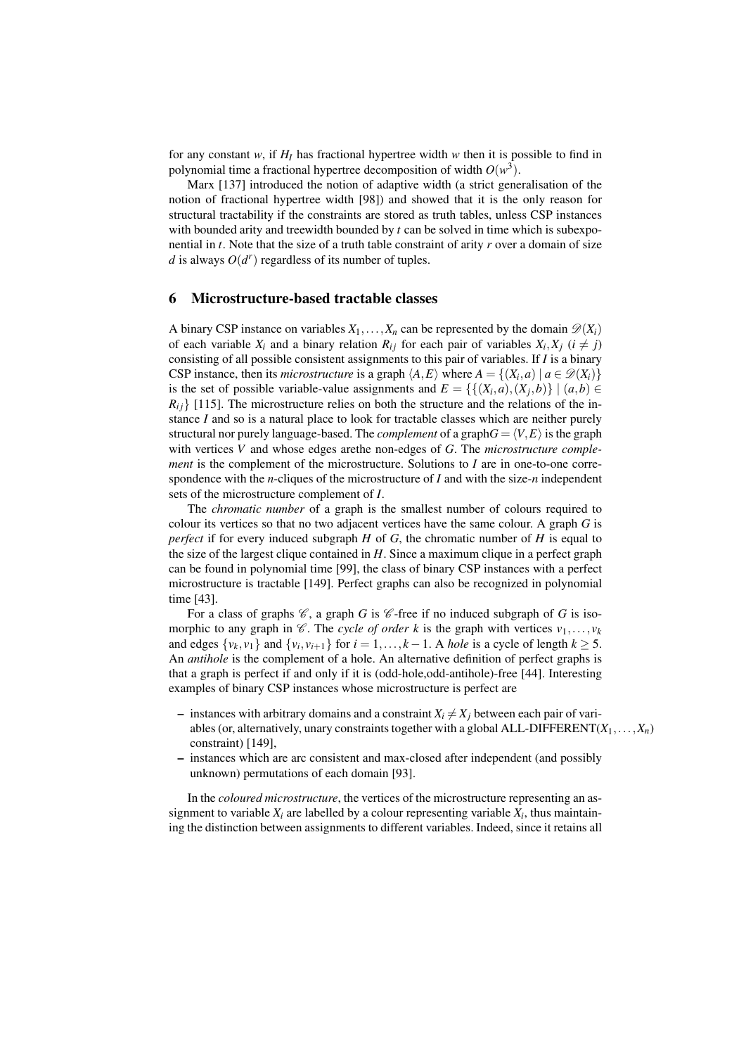for any constant $w$, if $H_I$ has fractional hypertree width $w$ then it is possible to find in polynomial time a fractional hypertree decomposition of width $O(w^3)$.

Marx [137] introduced the notion of adaptive width (a strict generalisation of the notion of fractional hypertree width [98]) and showed that it is the only reason for structural tractability if the constraints are stored as truth tables, unless CSP instances with bounded arity and treewidth bounded by $t$ can be solved in time which is subexponential in $t$. Note that the size of a truth table constraint of arity $r$ over a domain of size $d$ is always $O(d^r)$ regardless of its number of tuples.

## 6 Microstructure-based tractable classes

A binary CSP instance on variables $X_1,\ldots,X_n$ can be represented by the domain $\mathscr{D}(X_i)$ of each variable $X_i$ and a binary relation $R_{ij}$ for each pair of variables $X_i, X_j$ ($i \neq j$) consisting of all possible consistent assignments to this pair of variables. If $I$ is a binary CSP instance, then its *microstructure* is a graph $\langle A,E \rangle$ where $A = \{(X_i,a) \mid a \in \mathscr{D}(X_i)\}$ is the set of possible variable-value assignments and $E = \{\{(X_i,a),(X_j,b)\} \mid (a,b) \in R_{ij}\}$ [115]. The microstructure relies on both the structure and the relations of the instance $I$ and so is a natural place to look for tractable classes which are neither purely structural nor purely language-based. The *complement* of a graph$G = \langle V,E \rangle$ is the graph with vertices $V$ and whose edges arethe non-edges of $G$. The *microstructure complement* is the complement of the microstructure. Solutions to $I$ are in one-to-one correspondence with the $n$-cliques of the microstructure of $I$ and with the size-$n$ independent sets of the microstructure complement of $I$.

The *chromatic number* of a graph is the smallest number of colours required to colour its vertices so that no two adjacent vertices have the same colour. A graph $G$ is *perfect* if for every induced subgraph $H$ of $G$, the chromatic number of $H$ is equal to the size of the largest clique contained in $H$. Since a maximum clique in a perfect graph can be found in polynomial time [99], the class of binary CSP instances with a perfect microstructure is tractable [149]. Perfect graphs can also be recognized in polynomial time [43].

For a class of graphs $\mathscr{C}$, a graph $G$ is $\mathscr{C}$-free if no induced subgraph of $G$ is isomorphic to any graph in $\mathscr{C}$. The *cycle of order* $k$ is the graph with vertices $v_1,\ldots,v_k$ and edges $\{v_k,v_1\}$ and $\{v_i,v_{i+1}\}$ for $i = 1,\ldots,k-1$. A *hole* is a cycle of length $k \geq 5$. An *antihole* is the complement of a hole. An alternative definition of perfect graphs is that a graph is perfect if and only if it is (odd-hole,odd-antihole)-free [44]. Interesting examples of binary CSP instances whose microstructure is perfect are

- instances with arbitrary domains and a constraint $X_i \neq X_j$ between each pair of variables (or, alternatively, unary constraints together with a global ALL-DIFFERENT$(X_1,\ldots,X_n)$ constraint) [149],
- instances which are arc consistent and max-closed after independent (and possibly unknown) permutations of each domain [93].

In the *coloured microstructure*, the vertices of the microstructure representing an assignment to variable $X_i$ are labelled by a colour representing variable $X_i$, thus maintaining the distinction between assignments to different variables. Indeed, since it retains all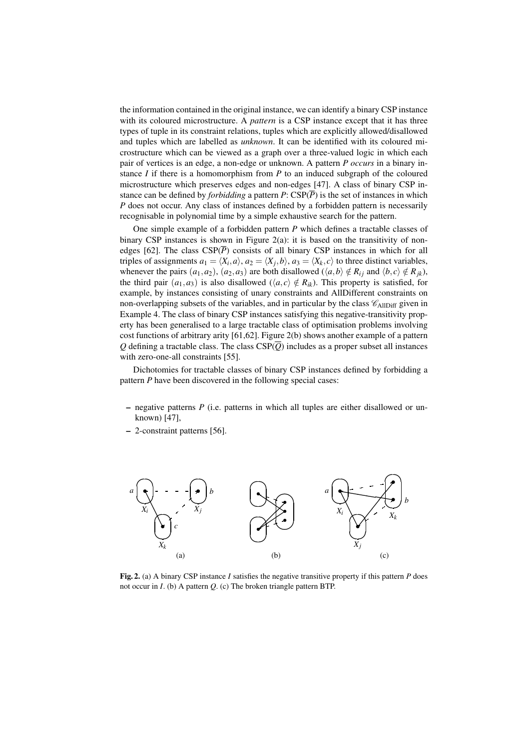the information contained in the original instance, we can identify a binary CSP instance with its coloured microstructure. A *pattern* is a CSP instance except that it has three types of tuple in its constraint relations, tuples which are explicitly allowed/disallowed and tuples which are labelled as *unknown*. It can be identified with its coloured microstructure which can be viewed as a graph over a three-valued logic in which each pair of vertices is an edge, a non-edge or unknown. A pattern $P$ *occurs* in a binary instance $I$ if there is a homomorphism from $P$ to an induced subgraph of the coloured microstructure which preserves edges and non-edges [47]. A class of binary CSP instance can be defined by *forbidding* a pattern $P$: $\mathrm{CSP}(\overline{P})$ is the set of instances in which $P$ does not occur. Any class of instances defined by a forbidden pattern is necessarily recognisable in polynomial time by a simple exhaustive search for the pattern.

One simple example of a forbidden pattern $P$ which defines a tractable classes of binary CSP instances is shown in Figure 2(a): it is based on the transitivity of non-edges [62]. The class $\mathrm{CSP}(\overline{P})$ consists of all binary CSP instances in which for all triples of assignments $a_1 = \langle X_i, a\rangle$, $a_2 = \langle X_j, b\rangle$, $a_3 = \langle X_k, c\rangle$ to three distinct variables, whenever the pairs $(a_1, a_2)$, $(a_2, a_3)$ are both disallowed ($\langle a, b\rangle \notin R_{ij}$ and $\langle b, c\rangle \notin R_{jk}$), the third pair $(a_1, a_3)$ is also disallowed ($\langle a, c\rangle \notin R_{ik}$). This property is satisfied, for example, by instances consisting of unary constraints and AllDifferent constraints on non-overlapping subsets of the variables, and in particular by the class $\mathscr{C}_{\mathrm{AllDiff}}$ given in Example 4. The class of binary CSP instances satisfying this negative-transitivity property has been generalised to a large tractable class of optimisation problems involving cost functions of arbitrary arity [61,62]. Figure 2(b) shows another example of a pattern $Q$ defining a tractable class. The class $\mathrm{CSP}(\overline{Q})$ includes as a proper subset all instances with zero-one-all constraints [55].

Dichotomies for tractable classes of binary CSP instances defined by forbidding a pattern $P$ have been discovered in the following special cases:

- negative patterns $P$ (i.e. patterns in which all tuples are either disallowed or unknown) [47],
- 2-constraint patterns [56].

**Fig. 2.** (a) A binary CSP instance $I$ satisfies the negative transitive property if this pattern $P$ does not occur in $I$. (b) A pattern $Q$. (c) The broken triangle pattern BTP.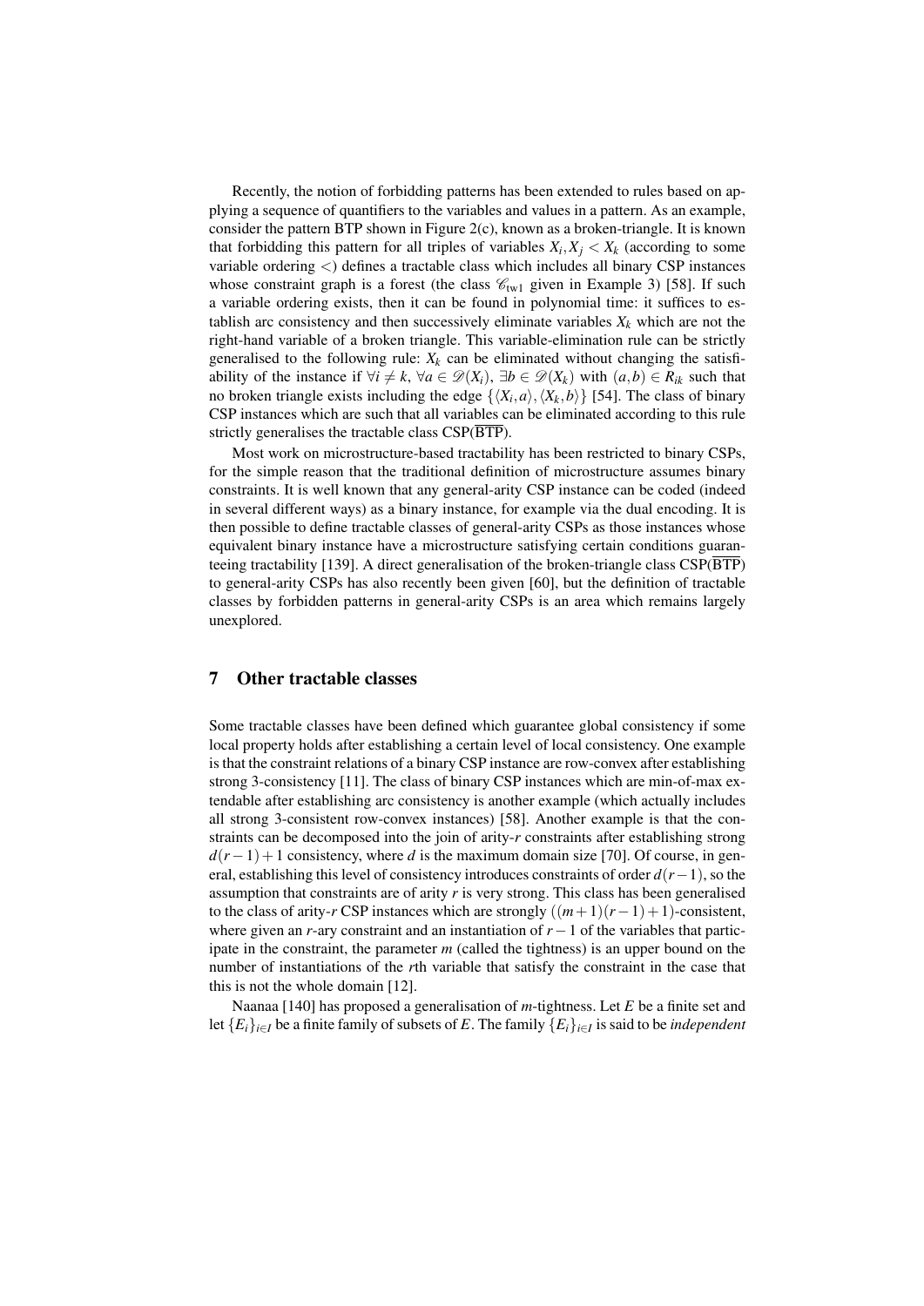Recently, the notion of forbidding patterns has been extended to rules based on applying a sequence of quantifiers to the variables and values in a pattern. As an example, consider the pattern BTP shown in Figure 2(c), known as a broken-triangle. It is known that forbidding this pattern for all triples of variables $X_i, X_j < X_k$ (according to some variable ordering $<$) defines a tractable class which includes all binary CSP instances whose constraint graph is a forest (the class $\mathscr{C}_{\text{tw1}}$ given in Example 3) [58]. If such a variable ordering exists, then it can be found in polynomial time: it suffices to establish arc consistency and then successively eliminate variables $X_k$ which are not the right-hand variable of a broken triangle. This variable-elimination rule can be strictly generalised to the following rule: $X_k$ can be eliminated without changing the satisfiability of the instance if $\forall i \neq k$, $\forall a \in \mathscr{D}(X_i)$, $\exists b \in \mathscr{D}(X_k)$ with $(a,b) \in R_{ik}$ such that no broken triangle exists including the edge $\{\langle X_i, a\rangle, \langle X_k, b\rangle\}$ [54]. The class of binary CSP instances which are such that all variables can be eliminated according to this rule strictly generalises the tractable class CSP($\overline{\text{BTP}}$).

Most work on microstructure-based tractability has been restricted to binary CSPs, for the simple reason that the traditional definition of microstructure assumes binary constraints. It is well known that any general-arity CSP instance can be coded (indeed in several different ways) as a binary instance, for example via the dual encoding. It is then possible to define tractable classes of general-arity CSPs as those instances whose equivalent binary instance have a microstructure satisfying certain conditions guaranteeing tractability [139]. A direct generalisation of the broken-triangle class CSP($\overline{\text{BTP}}$) to general-arity CSPs has also recently been given [60], but the definition of tractable classes by forbidden patterns in general-arity CSPs is an area which remains largely unexplored.

## 7 Other tractable classes

Some tractable classes have been defined which guarantee global consistency if some local property holds after establishing a certain level of local consistency. One example is that the constraint relations of a binary CSP instance are row-convex after establishing strong 3-consistency [11]. The class of binary CSP instances which are min-of-max extendable after establishing arc consistency is another example (which actually includes all strong 3-consistent row-convex instances) [58]. Another example is that the constraints can be decomposed into the join of arity-$r$ constraints after establishing strong $d(r-1)+1$ consistency, where $d$ is the maximum domain size [70]. Of course, in general, establishing this level of consistency introduces constraints of order $d(r-1)$, so the assumption that constraints are of arity $r$ is very strong. This class has been generalised to the class of arity-$r$ CSP instances which are strongly $((m+1)(r-1)+1)$-consistent, where given an $r$-ary constraint and an instantiation of $r-1$ of the variables that participate in the constraint, the parameter $m$ (called the tightness) is an upper bound on the number of instantiations of the $r$th variable that satisfy the constraint in the case that this is not the whole domain [12].

Naanaa [140] has proposed a generalisation of $m$-tightness. Let $E$ be a finite set and let $\{E_i\}_{i \in I}$ be a finite family of subsets of $E$. The family $\{E_i\}_{i \in I}$ is said to be *independent*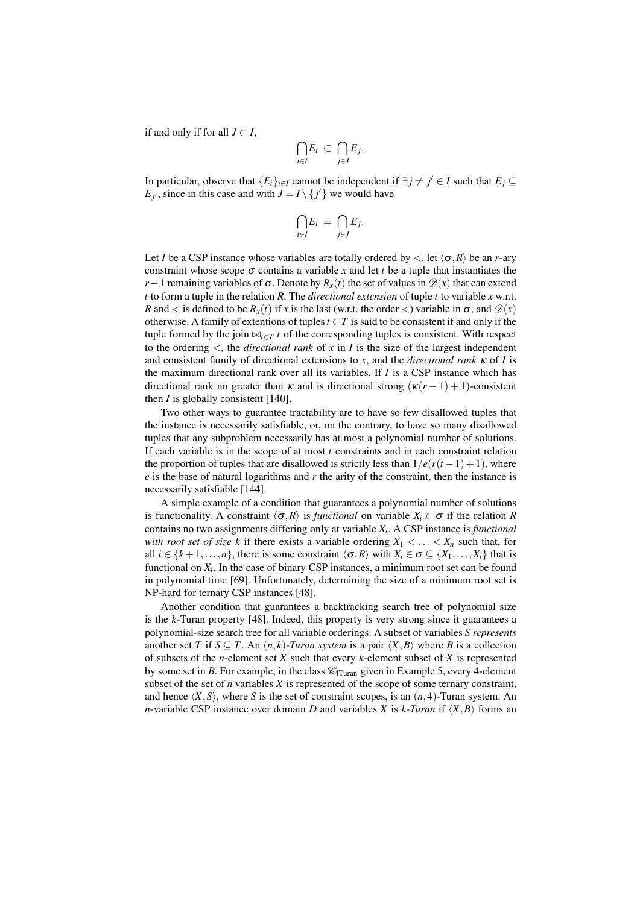if and only if for all $J \subset I$,

$$\bigcap_{i \in I} E_i \subset \bigcap_{j \in J} E_j.$$

In particular, observe that $\{E_i\}_{i \in I}$ cannot be independent if $\exists j \neq j' \in I$ such that $E_j \subseteq E_{j'}$, since in this case and with $J = I \setminus \{j'\}$ we would have

$$\bigcap_{i \in I} E_i = \bigcap_{j \in J} E_j.$$

Let $I$ be a CSP instance whose variables are totally ordered by $<$. let $\langle \sigma, R \rangle$ be an $r$-ary constraint whose scope $\sigma$ contains a variable $x$ and let $t$ be a tuple that instantiates the $r-1$ remaining variables of $\sigma$. Denote by $R_x(t)$ the set of values in $\mathscr{D}(x)$ that can extend $t$ to form a tuple in the relation $R$. The *directional extension* of tuple $t$ to variable $x$ w.r.t. $R$ and $<$ is defined to be $R_x(t)$ if $x$ is the last (w.r.t. the order $<$) variable in $\sigma$, and $\mathscr{D}(x)$ otherwise. A family of extentions of tuples $t \in T$ is said to be consistent if and only if the tuple formed by the join $\bowtie_{t \in T} t$ of the corresponding tuples is consistent. With respect to the ordering $<$, the *directional rank* of $x$ in $I$ is the size of the largest independent and consistent family of directional extensions to $x$, and the *directional rank* $\kappa$ of $I$ is the maximum directional rank over all its variables. If $I$ is a CSP instance which has directional rank no greater than $\kappa$ and is directional strong $(\kappa(r-1)+1)$-consistent then $I$ is globally consistent [140].

Two other ways to guarantee tractability are to have so few disallowed tuples that the instance is necessarily satisfiable, or, on the contrary, to have so many disallowed tuples that any subproblem necessarily has at most a polynomial number of solutions. If each variable is in the scope of at most $t$ constraints and in each constraint relation the proportion of tuples that are disallowed is strictly less than $1/e(r(t-1)+1)$, where $e$ is the base of natural logarithms and $r$ the arity of the constraint, then the instance is necessarily satisfiable [144].

A simple example of a condition that guarantees a polynomial number of solutions is functionality. A constraint $\langle \sigma, R \rangle$ is *functional* on variable $X_i \in \sigma$ if the relation $R$ contains no two assignments differing only at variable $X_i$. A CSP instance is *functional with root set of size k* if there exists a variable ordering $X_1 < \ldots < X_n$ such that, for all $i \in \{k+1, \ldots, n\}$, there is some constraint $\langle \sigma, R \rangle$ with $X_i \in \sigma \subseteq \{X_1, \ldots, X_i\}$ that is functional on $X_i$. In the case of binary CSP instances, a minimum root set can be found in polynomial time [69]. Unfortunately, determining the size of a minimum root set is NP-hard for ternary CSP instances [48].

Another condition that guarantees a backtracking search tree of polynomial size is the $k$-Turan property [48]. Indeed, this property is very strong since it guarantees a polynomial-size search tree for all variable orderings. A subset of variables $S$ *represents* another set $T$ if $S \subseteq T$. An $(n,k)$-*Turan system* is a pair $\langle X, B \rangle$ where $B$ is a collection of subsets of the $n$-element set $X$ such that every $k$-element subset of $X$ is represented by some set in $B$. For example, in the class $\mathscr{C}_{\text{4Turan}}$ given in Example 5, every 4-element subset of the set of $n$ variables $X$ is represented of the scope of some ternary constraint, and hence $\langle X, S \rangle$, where $S$ is the set of constraint scopes, is an $(n,4)$-Turan system. An $n$-variable CSP instance over domain $D$ and variables $X$ is $k$-*Turan* if $\langle X, B \rangle$ forms an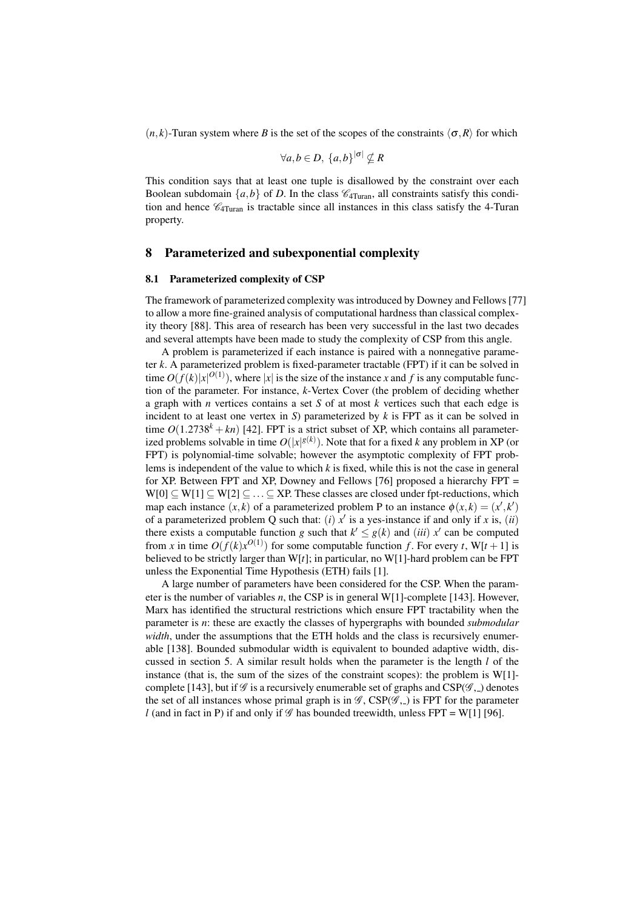$(n,k)$-Turan system where $B$ is the set of the scopes of the constraints $\langle \sigma, R \rangle$ for which

$$\forall a,b \in D,\ \{a,b\}^{|\sigma|} \nsubseteq R$$

This condition says that at least one tuple is disallowed by the constraint over each Boolean subdomain $\{a,b\}$ of $D$. In the class $\mathscr{C}_{4\text{Turan}}$, all constraints satisfy this condition and hence $\mathscr{C}_{4\text{Turan}}$ is tractable since all instances in this class satisfy the 4-Turan property.

## 8 Parameterized and subexponential complexity

### 8.1 Parameterized complexity of CSP

The framework of parameterized complexity was introduced by Downey and Fellows [77] to allow a more fine-grained analysis of computational hardness than classical complexity theory [88]. This area of research has been very successful in the last two decades and several attempts have been made to study the complexity of CSP from this angle.

A problem is parameterized if each instance is paired with a nonnegative parameter $k$. A parameterized problem is fixed-parameter tractable (FPT) if it can be solved in time $O(f(k)|x|^{O(1)})$, where $|x|$ is the size of the instance $x$ and $f$ is any computable function of the parameter. For instance, $k$-Vertex Cover (the problem of deciding whether a graph with $n$ vertices contains a set $S$ of at most $k$ vertices such that each edge is incident to at least one vertex in $S$) parameterized by $k$ is FPT as it can be solved in time $O(1.2738^k + kn)$ [42]. FPT is a strict subset of XP, which contains all parameterized problems solvable in time $O(|x|^{g(k)})$. Note that for a fixed $k$ any problem in XP (or FPT) is polynomial-time solvable; however the asymptotic complexity of FPT problems is independent of the value to which $k$ is fixed, while this is not the case in general for XP. Between FPT and XP, Downey and Fellows [76] proposed a hierarchy FPT = W[0] $\subseteq$ W[1] $\subseteq$ W[2] $\subseteq \ldots \subseteq$ XP. These classes are closed under fpt-reductions, which map each instance $(x,k)$ of a parameterized problem P to an instance $\phi(x,k) = (x',k')$ of a parameterized problem Q such that: $(i)$ $x'$ is a yes-instance if and only if $x$ is, $(ii)$ there exists a computable function $g$ such that $k' \leq g(k)$ and $(iii)$ $x'$ can be computed from $x$ in time $O(f(k)x^{O(1)})$ for some computable function $f$. For every $t$, W[$t+1$] is believed to be strictly larger than W[$t$]; in particular, no W[1]-hard problem can be FPT unless the Exponential Time Hypothesis (ETH) fails [1].

A large number of parameters have been considered for the CSP. When the parameter is the number of variables $n$, the CSP is in general W[1]-complete [143]. However, Marx has identified the structural restrictions which ensure FPT tractability when the parameter is $n$: these are exactly the classes of hypergraphs with bounded *submodular width*, under the assumptions that the ETH holds and the class is recursively enumerable [138]. Bounded submodular width is equivalent to bounded adaptive width, discussed in section 5. A similar result holds when the parameter is the length $l$ of the instance (that is, the sum of the sizes of the constraint scopes): the problem is W[1]-complete [143], but if $\mathscr{G}$ is a recursively enumerable set of graphs and CSP($\mathscr{G}$,_) denotes the set of all instances whose primal graph is in $\mathscr{G}$, CSP($\mathscr{G}$,_) is FPT for the parameter $l$ (and in fact in P) if and only if $\mathscr{G}$ has bounded treewidth, unless FPT = W[1] [96].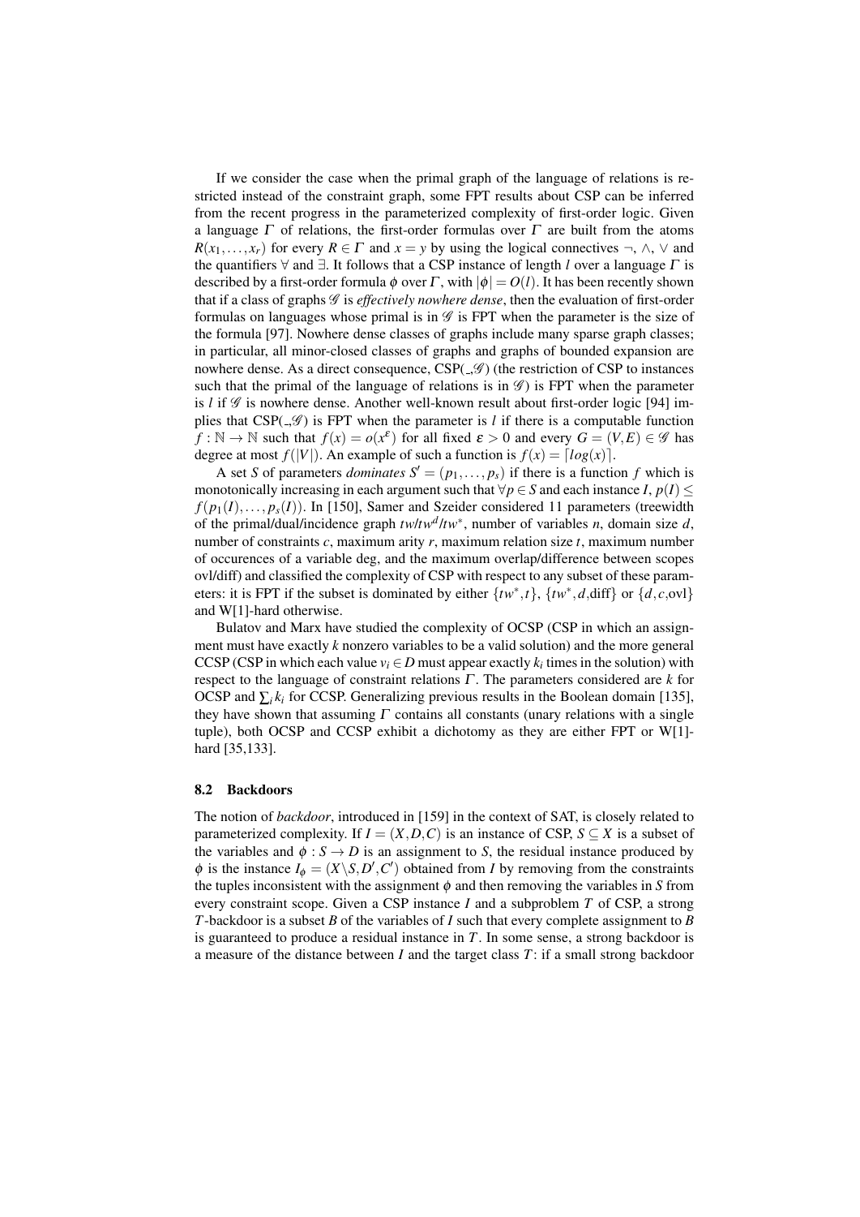If we consider the case when the primal graph of the language of relations is restricted instead of the constraint graph, some FPT results about CSP can be inferred from the recent progress in the parameterized complexity of first-order logic. Given a language $\Gamma$ of relations, the first-order formulas over $\Gamma$ are built from the atoms $R(x_1,\ldots,x_r)$ for every $R \in \Gamma$ and $x = y$ by using the logical connectives $\neg$, $\wedge$, $\vee$ and the quantifiers $\forall$ and $\exists$. It follows that a CSP instance of length $l$ over a language $\Gamma$ is described by a first-order formula $\phi$ over $\Gamma$, with $|\phi| = O(l)$. It has been recently shown that if a class of graphs $\mathscr{G}$ is *effectively nowhere dense*, then the evaluation of first-order formulas on languages whose primal is in $\mathscr{G}$ is FPT when the parameter is the size of the formula [97]. Nowhere dense classes of graphs include many sparse graph classes; in particular, all minor-closed classes of graphs and graphs of bounded expansion are nowhere dense. As a direct consequence, CSP($\_,\mathscr{G}$) (the restriction of CSP to instances such that the primal of the language of relations is in $\mathscr{G}$) is FPT when the parameter is $l$ if $\mathscr{G}$ is nowhere dense. Another well-known result about first-order logic [94] implies that CSP($\_,\mathscr{G}$) is FPT when the parameter is $l$ if there is a computable function $f : \mathbb{N} \to \mathbb{N}$ such that $f(x) = o(x^{\varepsilon})$ for all fixed $\varepsilon > 0$ and every $G = (V,E) \in \mathscr{G}$ has degree at most $f(|V|)$. An example of such a function is $f(x) = \lceil log(x) \rceil$.

A set $S$ of parameters *dominates* $S' = (p_1,\ldots,p_s)$ if there is a function $f$ which is monotonically increasing in each argument such that $\forall p \in S$ and each instance $I$, $p(I) \leq f(p_1(I),\ldots,p_s(I))$. In [150], Samer and Szeider considered 11 parameters (treewidth of the primal/dual/incidence graph $tw/tw^d/tw^*$, number of variables $n$, domain size $d$, number of constraints $c$, maximum arity $r$, maximum relation size $t$, maximum number of occurences of a variable deg, and the maximum overlap/difference between scopes ovl/diff) and classified the complexity of CSP with respect to any subset of these parameters: it is FPT if the subset is dominated by either $\{tw^*,t\}$, $\{tw^*,d,\text{diff}\}$ or $\{d,c,\text{ovl}\}$ and W[1]-hard otherwise.

Bulatov and Marx have studied the complexity of OCSP (CSP in which an assignment must have exactly $k$ nonzero variables to be a valid solution) and the more general CCSP (CSP in which each value $v_i \in D$ must appear exactly $k_i$ times in the solution) with respect to the language of constraint relations $\Gamma$. The parameters considered are $k$ for OCSP and $\sum_i k_i$ for CCSP. Generalizing previous results in the Boolean domain [135], they have shown that assuming $\Gamma$ contains all constants (unary relations with a single tuple), both OCSP and CCSP exhibit a dichotomy as they are either FPT or W[1]-hard [35,133].

### 8.2 Backdoors

The notion of *backdoor*, introduced in [159] in the context of SAT, is closely related to parameterized complexity. If $I = (X,D,C)$ is an instance of CSP, $S \subseteq X$ is a subset of the variables and $\phi : S \to D$ is an assignment to $S$, the residual instance produced by $\phi$ is the instance $I_\phi = (X \backslash S, D', C')$ obtained from $I$ by removing from the constraints the tuples inconsistent with the assignment $\phi$ and then removing the variables in $S$ from every constraint scope. Given a CSP instance $I$ and a subproblem $T$ of CSP, a strong $T$-backdoor is a subset $B$ of the variables of $I$ such that every complete assignment to $B$ is guaranteed to produce a residual instance in $T$. In some sense, a strong backdoor is a measure of the distance between $I$ and the target class $T$: if a small strong backdoor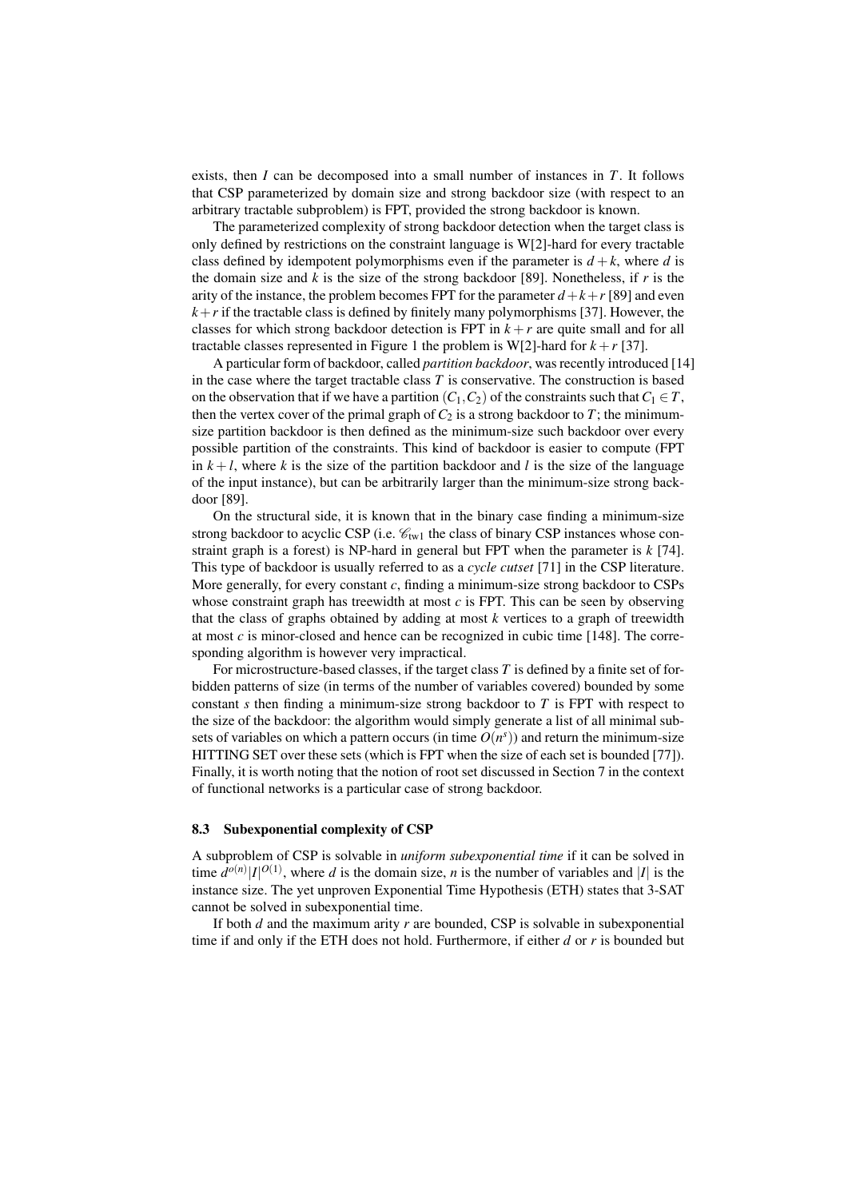exists, then $I$ can be decomposed into a small number of instances in $T$. It follows that CSP parameterized by domain size and strong backdoor size (with respect to an arbitrary tractable subproblem) is FPT, provided the strong backdoor is known.

The parameterized complexity of strong backdoor detection when the target class is only defined by restrictions on the constraint language is W[2]-hard for every tractable class defined by idempotent polymorphisms even if the parameter is $d+k$, where $d$ is the domain size and $k$ is the size of the strong backdoor [89]. Nonetheless, if $r$ is the arity of the instance, the problem becomes FPT for the parameter $d+k+r$ [89] and even $k+r$ if the tractable class is defined by finitely many polymorphisms [37]. However, the classes for which strong backdoor detection is FPT in $k+r$ are quite small and for all tractable classes represented in Figure 1 the problem is W[2]-hard for $k+r$ [37].

A particular form of backdoor, called *partition backdoor*, was recently introduced [14] in the case where the target tractable class $T$ is conservative. The construction is based on the observation that if we have a partition $(C_1, C_2)$ of the constraints such that $C_1 \in T$, then the vertex cover of the primal graph of $C_2$ is a strong backdoor to $T$; the minimum-size partition backdoor is then defined as the minimum-size such backdoor over every possible partition of the constraints. This kind of backdoor is easier to compute (FPT in $k+l$, where $k$ is the size of the partition backdoor and $l$ is the size of the language of the input instance), but can be arbitrarily larger than the minimum-size strong backdoor [89].

On the structural side, it is known that in the binary case finding a minimum-size strong backdoor to acyclic CSP (i.e. $\mathscr{C}_{\text{tw1}}$ the class of binary CSP instances whose constraint graph is a forest) is NP-hard in general but FPT when the parameter is $k$ [74]. This type of backdoor is usually referred to as a *cycle cutset* [71] in the CSP literature. More generally, for every constant $c$, finding a minimum-size strong backdoor to CSPs whose constraint graph has treewidth at most $c$ is FPT. This can be seen by observing that the class of graphs obtained by adding at most $k$ vertices to a graph of treewidth at most $c$ is minor-closed and hence can be recognized in cubic time [148]. The corresponding algorithm is however very impractical.

For microstructure-based classes, if the target class $T$ is defined by a finite set of forbidden patterns of size (in terms of the number of variables covered) bounded by some constant $s$ then finding a minimum-size strong backdoor to $T$ is FPT with respect to the size of the backdoor: the algorithm would simply generate a list of all minimal subsets of variables on which a pattern occurs (in time $O(n^s)$) and return the minimum-size HITTING SET over these sets (which is FPT when the size of each set is bounded [77]). Finally, it is worth noting that the notion of root set discussed in Section 7 in the context of functional networks is a particular case of strong backdoor.

### 8.3 Subexponential complexity of CSP

A subproblem of CSP is solvable in *uniform subexponential time* if it can be solved in time $d^{o(n)}|I|^{O(1)}$, where $d$ is the domain size, $n$ is the number of variables and $|I|$ is the instance size. The yet unproven Exponential Time Hypothesis (ETH) states that 3-SAT cannot be solved in subexponential time.

If both $d$ and the maximum arity $r$ are bounded, CSP is solvable in subexponential time if and only if the ETH does not hold. Furthermore, if either $d$ or $r$ is bounded but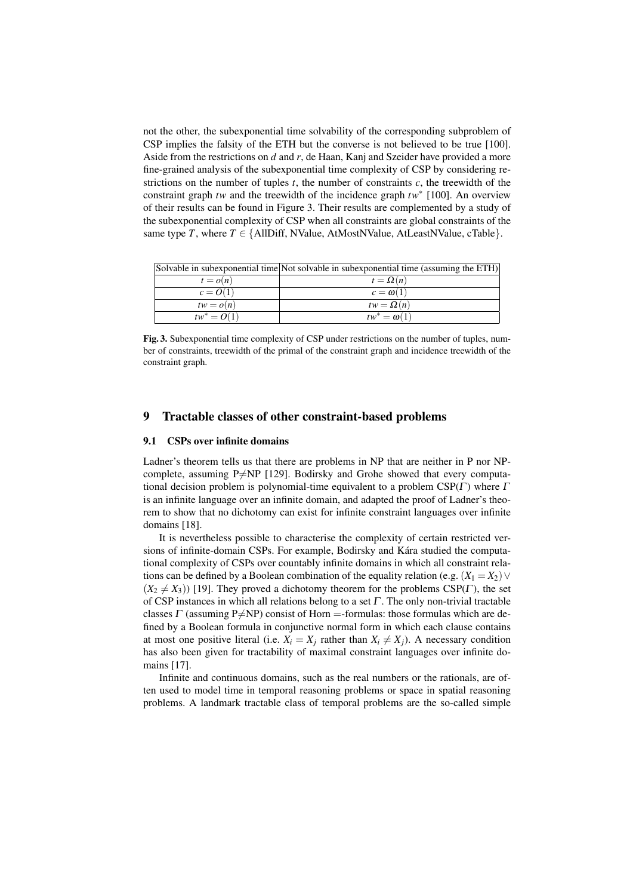not the other, the subexponential time solvability of the corresponding subproblem of CSP implies the falsity of the ETH but the converse is not believed to be true [100]. Aside from the restrictions on $d$ and $r$, de Haan, Kanj and Szeider have provided a more fine-grained analysis of the subexponential time complexity of CSP by considering restrictions on the number of tuples $t$, the number of constraints $c$, the treewidth of the constraint graph $tw$ and the treewidth of the incidence graph $tw^*$ [100]. An overview of their results can be found in Figure 3. Their results are complemented by a study of the subexponential complexity of CSP when all constraints are global constraints of the same type $T$, where $T \in \{$AllDiff, NValue, AtMostNValue, AtLeastNValue, cTable$\}$.

| Solvable in subexponential time | Not solvable in subexponential time (assuming the ETH) |
|---|---|
| $t = o(n)$ | $t = \Omega(n)$ |
| $c = O(1)$ | $c = \omega(1)$ |
| $tw = o(n)$ | $tw = \Omega(n)$ |
| $tw^* = O(1)$ | $tw^* = \omega(1)$ |

**Fig. 3.** Subexponential time complexity of CSP under restrictions on the number of tuples, number of constraints, treewidth of the primal of the constraint graph and incidence treewidth of the constraint graph.

## 9 Tractable classes of other constraint-based problems

### 9.1 CSPs over infinite domains

Ladner's theorem tells us that there are problems in NP that are neither in P nor NP-complete, assuming P≠NP [129]. Bodirsky and Grohe showed that every computational decision problem is polynomial-time equivalent to a problem CSP($\Gamma$) where $\Gamma$ is an infinite language over an infinite domain, and adapted the proof of Ladner's theorem to show that no dichotomy can exist for infinite constraint languages over infinite domains [18].

It is nevertheless possible to characterise the complexity of certain restricted versions of infinite-domain CSPs. For example, Bodirsky and Kára studied the computational complexity of CSPs over countably infinite domains in which all constraint relations can be defined by a Boolean combination of the equality relation (e.g. $(X_1 = X_2) \vee (X_2 \neq X_3)$) [19]. They proved a dichotomy theorem for the problems CSP($\Gamma$), the set of CSP instances in which all relations belong to a set $\Gamma$. The only non-trivial tractable classes $\Gamma$ (assuming P≠NP) consist of Horn =-formulas: those formulas which are defined by a Boolean formula in conjunctive normal form in which each clause contains at most one positive literal (i.e. $X_i = X_j$ rather than $X_i \neq X_j$). A necessary condition has also been given for tractability of maximal constraint languages over infinite domains [17].

Infinite and continuous domains, such as the real numbers or the rationals, are often used to model time in temporal reasoning problems or space in spatial reasoning problems. A landmark tractable class of temporal problems are the so-called simple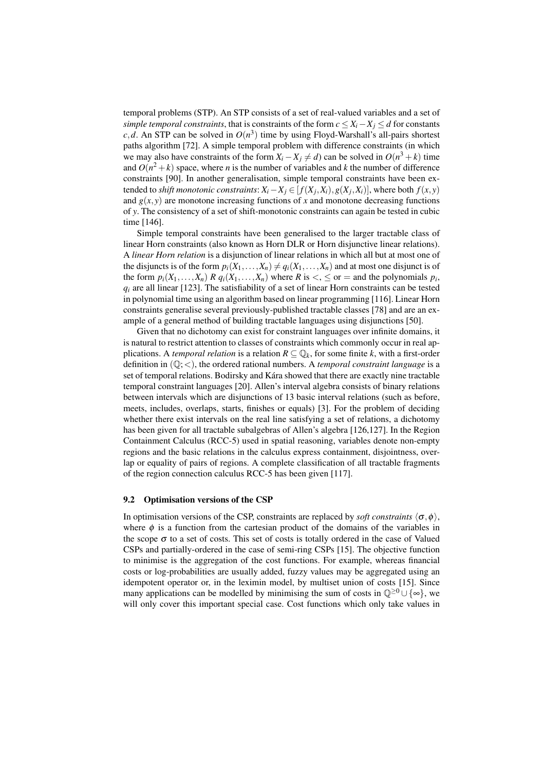temporal problems (STP). An STP consists of a set of real-valued variables and a set of *simple temporal constraints*, that is constraints of the form $c \leq X_i - X_j \leq d$ for constants $c, d$. An STP can be solved in $O(n^3)$ time by using Floyd-Warshall's all-pairs shortest paths algorithm [72]. A simple temporal problem with difference constraints (in which we may also have constraints of the form $X_i - X_j \neq d$) can be solved in $O(n^3 + k)$ time and $O(n^2 + k)$ space, where $n$ is the number of variables and $k$ the number of difference constraints [90]. In another generalisation, simple temporal constraints have been extended to *shift monotonic constraints*: $X_i - X_j \in [f(X_j, X_i), g(X_j, X_i)]$, where both $f(x, y)$ and $g(x, y)$ are monotone increasing functions of $x$ and monotone decreasing functions of $y$. The consistency of a set of shift-monotonic constraints can again be tested in cubic time [146].

Simple temporal constraints have been generalised to the larger tractable class of linear Horn constraints (also known as Horn DLR or Horn disjunctive linear relations). A *linear Horn relation* is a disjunction of linear relations in which all but at most one of the disjuncts is of the form $p_i(X_1, \ldots, X_n) \neq q_i(X_1, \ldots, X_n)$ and at most one disjunct is of the form $p_i(X_1, \ldots, X_n)\ R\ q_i(X_1, \ldots, X_n)$ where $R$ is $<$, $\leq$ or $=$ and the polynomials $p_i$, $q_i$ are all linear [123]. The satisfiability of a set of linear Horn constraints can be tested in polynomial time using an algorithm based on linear programming [116]. Linear Horn constraints generalise several previously-published tractable classes [78] and are an example of a general method of building tractable languages using disjunctions [50].

Given that no dichotomy can exist for constraint languages over infinite domains, it is natural to restrict attention to classes of constraints which commonly occur in real applications. A *temporal relation* is a relation $R \subseteq \mathbb{Q}_k$, for some finite $k$, with a first-order definition in $(\mathbb{Q}; <)$, the ordered rational numbers. A *temporal constraint language* is a set of temporal relations. Bodirsky and Kára showed that there are exactly nine tractable temporal constraint languages [20]. Allen's interval algebra consists of binary relations between intervals which are disjunctions of 13 basic interval relations (such as before, meets, includes, overlaps, starts, finishes or equals) [3]. For the problem of deciding whether there exist intervals on the real line satisfying a set of relations, a dichotomy has been given for all tractable subalgebras of Allen's algebra [126,127]. In the Region Containment Calculus (RCC-5) used in spatial reasoning, variables denote non-empty regions and the basic relations in the calculus express containment, disjointness, overlap or equality of pairs of regions. A complete classification of all tractable fragments of the region connection calculus RCC-5 has been given [117].

### 9.2 Optimisation versions of the CSP

In optimisation versions of the CSP, constraints are replaced by *soft constraints* $\langle \sigma, \phi \rangle$, where $\phi$ is a function from the cartesian product of the domains of the variables in the scope $\sigma$ to a set of costs. This set of costs is totally ordered in the case of Valued CSPs and partially-ordered in the case of semi-ring CSPs [15]. The objective function to minimise is the aggregation of the cost functions. For example, whereas financial costs or log-probabilities are usually added, fuzzy values may be aggregated using an idempotent operator or, in the leximin model, by multiset union of costs [15]. Since many applications can be modelled by minimising the sum of costs in $\mathbb{Q}^{\geq 0} \cup \{\infty\}$, we will only cover this important special case. Cost functions which only take values in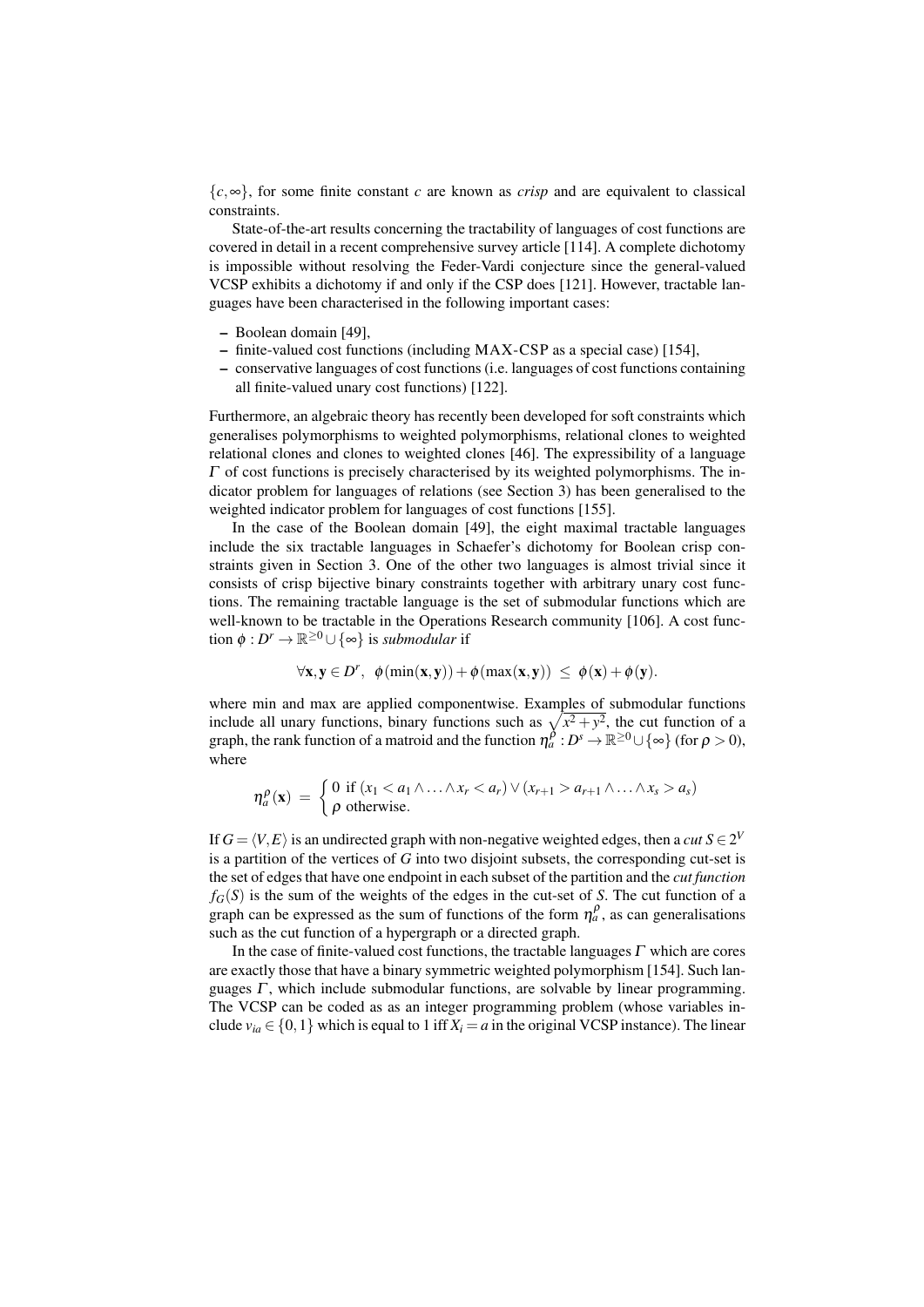$\{c,\infty\}$, for some finite constant $c$ are known as *crisp* and are equivalent to classical constraints.

State-of-the-art results concerning the tractability of languages of cost functions are covered in detail in a recent comprehensive survey article [114]. A complete dichotomy is impossible without resolving the Feder-Vardi conjecture since the general-valued VCSP exhibits a dichotomy if and only if the CSP does [121]. However, tractable languages have been characterised in the following important cases:

- Boolean domain [49],
- finite-valued cost functions (including MAX-CSP as a special case) [154],
- conservative languages of cost functions (i.e. languages of cost functions containing all finite-valued unary cost functions) [122].

Furthermore, an algebraic theory has recently been developed for soft constraints which generalises polymorphisms to weighted polymorphisms, relational clones to weighted relational clones and clones to weighted clones [46]. The expressibility of a language $\Gamma$ of cost functions is precisely characterised by its weighted polymorphisms. The indicator problem for languages of relations (see Section 3) has been generalised to the weighted indicator problem for languages of cost functions [155].

In the case of the Boolean domain [49], the eight maximal tractable languages include the six tractable languages in Schaefer's dichotomy for Boolean crisp constraints given in Section 3. One of the other two languages is almost trivial since it consists of crisp bijective binary constraints together with arbitrary unary cost functions. The remaining tractable language is the set of submodular functions which are well-known to be tractable in the Operations Research community [106]. A cost function $\phi : D^r \rightarrow \mathbb{R}^{\geq 0} \cup \{\infty\}$ is *submodular* if

$$\forall \mathbf{x}, \mathbf{y} \in D^r, \;\; \phi(\min(\mathbf{x},\mathbf{y})) + \phi(\max(\mathbf{x},\mathbf{y})) \;\leq\; \phi(\mathbf{x}) + \phi(\mathbf{y}).$$

where min and max are applied componentwise. Examples of submodular functions include all unary functions, binary functions such as $\sqrt{x^2+y^2}$, the cut function of a graph, the rank function of a matroid and the function $\eta_a^\rho : D^s \rightarrow \mathbb{R}^{\geq 0} \cup \{\infty\}$ (for $\rho > 0$), where

$$\eta_a^\rho(\mathbf{x}) \;=\; \begin{cases} 0 \text{ if } (x_1 < a_1 \wedge \ldots \wedge x_r < a_r) \vee (x_{r+1} > a_{r+1} \wedge \ldots \wedge x_s > a_s) \\ \rho \text{ otherwise.} \end{cases}$$

If $G = \langle V, E \rangle$ is an undirected graph with non-negative weighted edges, then a *cut* $S \in 2^V$ is a partition of the vertices of $G$ into two disjoint subsets, the corresponding cut-set is the set of edges that have one endpoint in each subset of the partition and the *cut function* $f_G(S)$ is the sum of the weights of the edges in the cut-set of $S$. The cut function of a graph can be expressed as the sum of functions of the form $\eta_a^\rho$, as can generalisations such as the cut function of a hypergraph or a directed graph.

In the case of finite-valued cost functions, the tractable languages $\Gamma$ which are cores are exactly those that have a binary symmetric weighted polymorphism [154]. Such languages $\Gamma$, which include submodular functions, are solvable by linear programming. The VCSP can be coded as as an integer programming problem (whose variables include $v_{ia} \in \{0,1\}$ which is equal to 1 iff $X_i = a$ in the original VCSP instance). The linear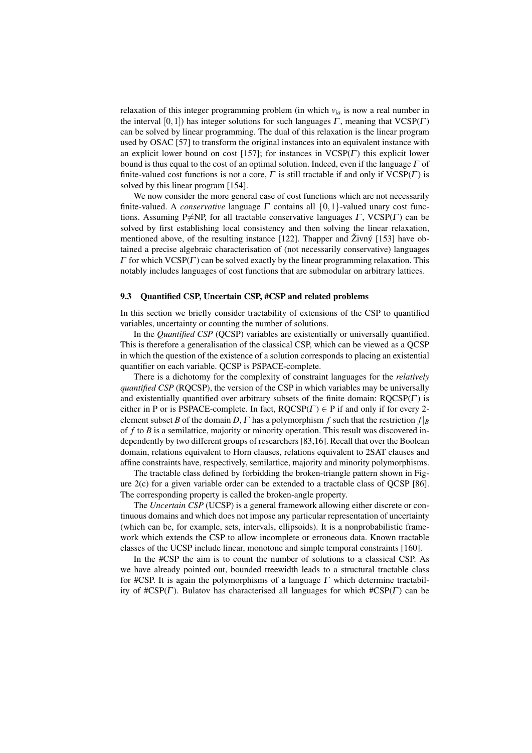relaxation of this integer programming problem (in which $v_{ia}$ is now a real number in the interval $[0,1]$) has integer solutions for such languages $\Gamma$, meaning that VCSP($\Gamma$) can be solved by linear programming. The dual of this relaxation is the linear program used by OSAC [57] to transform the original instances into an equivalent instance with an explicit lower bound on cost [157]; for instances in VCSP($\Gamma$) this explicit lower bound is thus equal to the cost of an optimal solution. Indeed, even if the language $\Gamma$ of finite-valued cost functions is not a core, $\Gamma$ is still tractable if and only if VCSP($\Gamma$) is solved by this linear program [154].

We now consider the more general case of cost functions which are not necessarily finite-valued. A *conservative* language $\Gamma$ contains all $\{0,1\}$-valued unary cost functions. Assuming P$\neq$NP, for all tractable conservative languages $\Gamma$, VCSP($\Gamma$) can be solved by first establishing local consistency and then solving the linear relaxation, mentioned above, of the resulting instance [122]. Thapper and Živný [153] have obtained a precise algebraic characterisation of (not necessarily conservative) languages $\Gamma$ for which VCSP($\Gamma$) can be solved exactly by the linear programming relaxation. This notably includes languages of cost functions that are submodular on arbitrary lattices.

### 9.3 Quantified CSP, Uncertain CSP, #CSP and related problems

In this section we briefly consider tractability of extensions of the CSP to quantified variables, uncertainty or counting the number of solutions.

In the *Quantified CSP* (QCSP) variables are existentially or universally quantified. This is therefore a generalisation of the classical CSP, which can be viewed as a QCSP in which the question of the existence of a solution corresponds to placing an existential quantifier on each variable. QCSP is PSPACE-complete.

There is a dichotomy for the complexity of constraint languages for the *relatively quantified CSP* (RQCSP), the version of the CSP in which variables may be universally and existentially quantified over arbitrary subsets of the finite domain: RQCSP($\Gamma$) is either in P or is PSPACE-complete. In fact, RQCSP($\Gamma$) $\in$ P if and only if for every 2-element subset $B$ of the domain $D$, $\Gamma$ has a polymorphism $f$ such that the restriction $f|_B$ of $f$ to $B$ is a semilattice, majority or minority operation. This result was discovered independently by two different groups of researchers [83,16]. Recall that over the Boolean domain, relations equivalent to Horn clauses, relations equivalent to 2SAT clauses and affine constraints have, respectively, semilattice, majority and minority polymorphisms.

The tractable class defined by forbidding the broken-triangle pattern shown in Figure 2(c) for a given variable order can be extended to a tractable class of QCSP [86]. The corresponding property is called the broken-angle property.

The *Uncertain CSP* (UCSP) is a general framework allowing either discrete or continuous domains and which does not impose any particular representation of uncertainty (which can be, for example, sets, intervals, ellipsoids). It is a nonprobabilistic framework which extends the CSP to allow incomplete or erroneous data. Known tractable classes of the UCSP include linear, monotone and simple temporal constraints [160].

In the #CSP the aim is to count the number of solutions to a classical CSP. As we have already pointed out, bounded treewidth leads to a structural tractable class for #CSP. It is again the polymorphisms of a language $\Gamma$ which determine tractability of #CSP($\Gamma$). Bulatov has characterised all languages for which #CSP($\Gamma$) can be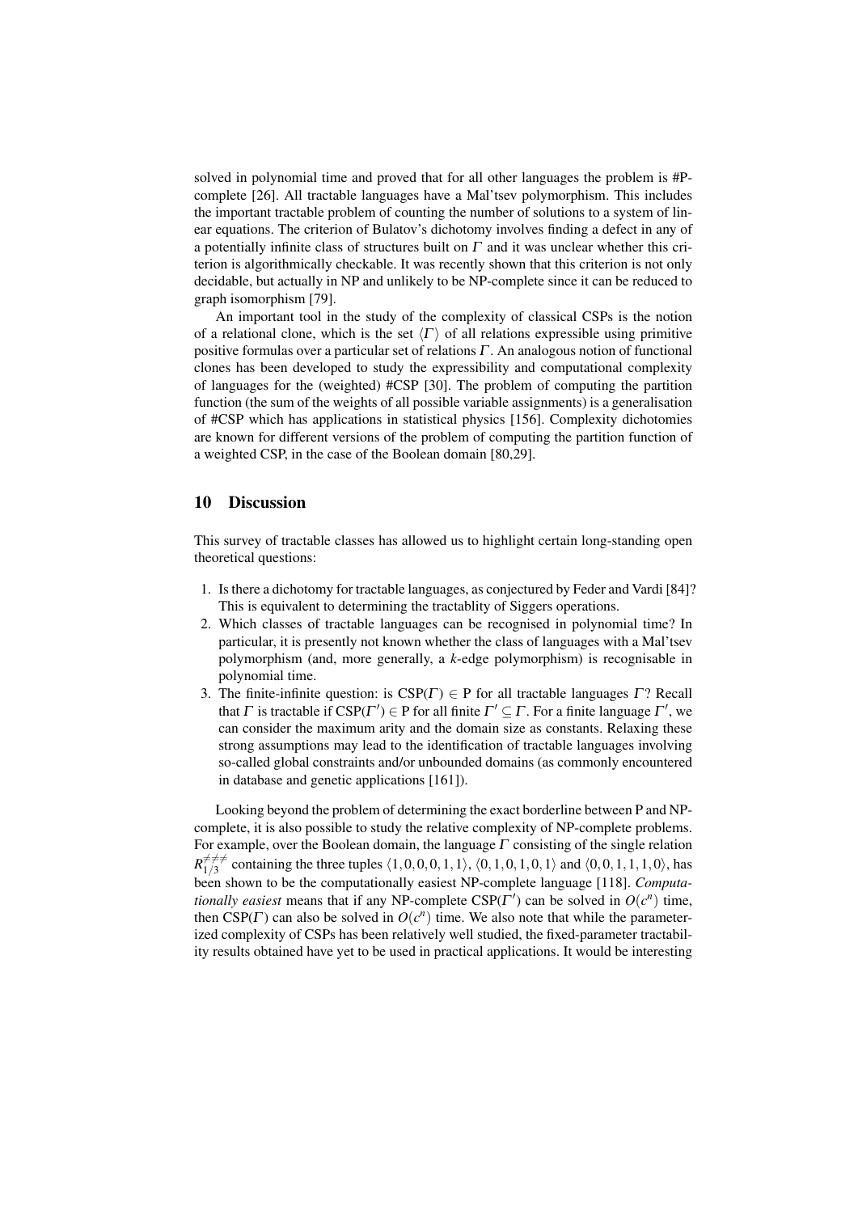solved in polynomial time and proved that for all other languages the problem is #P-complete [26]. All tractable languages have a Mal'tsev polymorphism. This includes the important tractable problem of counting the number of solutions to a system of linear equations. The criterion of Bulatov's dichotomy involves finding a defect in any of a potentially infinite class of structures built on $\Gamma$ and it was unclear whether this criterion is algorithmically checkable. It was recently shown that this criterion is not only decidable, but actually in NP and unlikely to be NP-complete since it can be reduced to graph isomorphism [79].

An important tool in the study of the complexity of classical CSPs is the notion of a relational clone, which is the set $\langle \Gamma \rangle$ of all relations expressible using primitive positive formulas over a particular set of relations $\Gamma$. An analogous notion of functional clones has been developed to study the expressibility and computational complexity of languages for the (weighted) #CSP [30]. The problem of computing the partition function (the sum of the weights of all possible variable assignments) is a generalisation of #CSP which has applications in statistical physics [156]. Complexity dichotomies are known for different versions of the problem of computing the partition function of a weighted CSP, in the case of the Boolean domain [80,29].

## 10 Discussion

This survey of tractable classes has allowed us to highlight certain long-standing open theoretical questions:

1. Is there a dichotomy for tractable languages, as conjectured by Feder and Vardi [84]? This is equivalent to determining the tractablity of Siggers operations.
2. Which classes of tractable languages can be recognised in polynomial time? In particular, it is presently not known whether the class of languages with a Mal'tsev polymorphism (and, more generally, a $k$-edge polymorphism) is recognisable in polynomial time.
3. The finite-infinite question: is CSP($\Gamma$) $\in$ P for all tractable languages $\Gamma$? Recall that $\Gamma$ is tractable if CSP($\Gamma'$) $\in$ P for all finite $\Gamma' \subseteq \Gamma$. For a finite language $\Gamma'$, we can consider the maximum arity and the domain size as constants. Relaxing these strong assumptions may lead to the identification of tractable languages involving so-called global constraints and/or unbounded domains (as commonly encountered in database and genetic applications [161]).

Looking beyond the problem of determining the exact borderline between P and NP-complete, it is also possible to study the relative complexity of NP-complete problems. For example, over the Boolean domain, the language $\Gamma$ consisting of the single relation $R_{1/3}^{\neq\neq\neq}$ containing the three tuples $\langle 1,0,0,0,1,1 \rangle$, $\langle 0,1,0,1,0,1 \rangle$ and $\langle 0,0,1,1,1,0 \rangle$, has been shown to be the computationally easiest NP-complete language [118]. *Computationally easiest* means that if any NP-complete CSP($\Gamma'$) can be solved in $O(c^n)$ time, then CSP($\Gamma$) can also be solved in $O(c^n)$ time. We also note that while the parameterized complexity of CSPs has been relatively well studied, the fixed-parameter tractability results obtained have yet to be used in practical applications. It would be interesting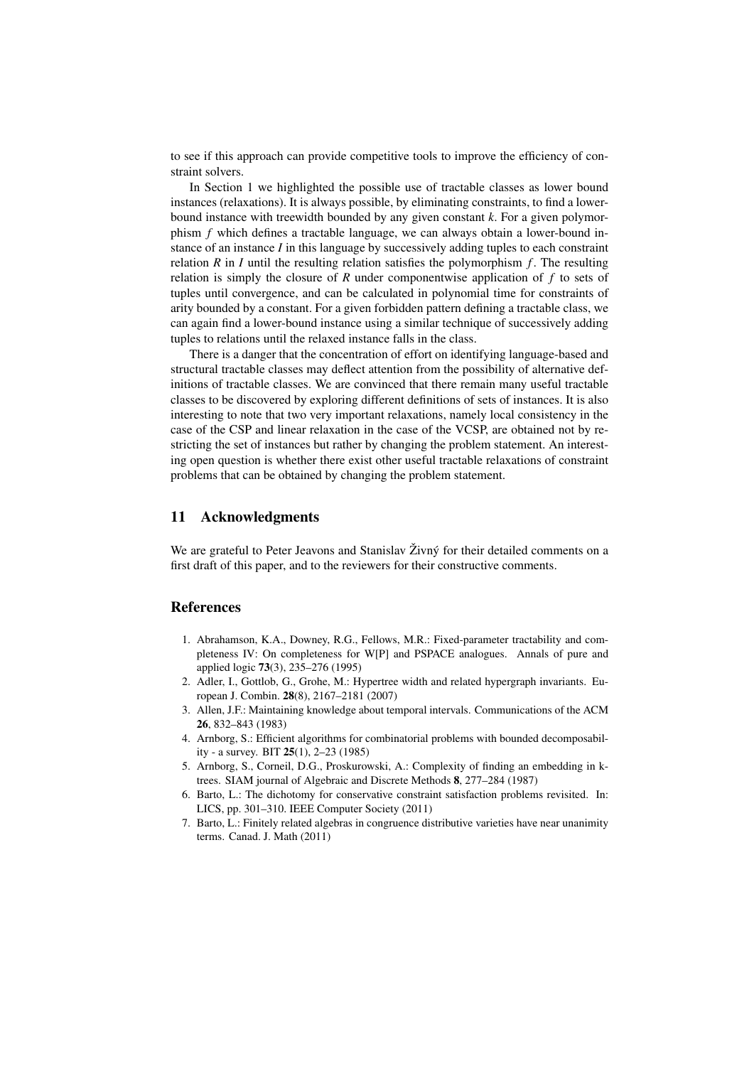to see if this approach can provide competitive tools to improve the efficiency of constraint solvers.

In Section 1 we highlighted the possible use of tractable classes as lower bound instances (relaxations). It is always possible, by eliminating constraints, to find a lower-bound instance with treewidth bounded by any given constant $k$. For a given polymorphism $f$ which defines a tractable language, we can always obtain a lower-bound instance of an instance $I$ in this language by successively adding tuples to each constraint relation $R$ in $I$ until the resulting relation satisfies the polymorphism $f$. The resulting relation is simply the closure of $R$ under componentwise application of $f$ to sets of tuples until convergence, and can be calculated in polynomial time for constraints of arity bounded by a constant. For a given forbidden pattern defining a tractable class, we can again find a lower-bound instance using a similar technique of successively adding tuples to relations until the relaxed instance falls in the class.

There is a danger that the concentration of effort on identifying language-based and structural tractable classes may deflect attention from the possibility of alternative definitions of tractable classes. We are convinced that there remain many useful tractable classes to be discovered by exploring different definitions of sets of instances. It is also interesting to note that two very important relaxations, namely local consistency in the case of the CSP and linear relaxation in the case of the VCSP, are obtained not by restricting the set of instances but rather by changing the problem statement. An interesting open question is whether there exist other useful tractable relaxations of constraint problems that can be obtained by changing the problem statement.

## 11 Acknowledgments

We are grateful to Peter Jeavons and Stanislav Živný for their detailed comments on a first draft of this paper, and to the reviewers for their constructive comments.

## References

1. Abrahamson, K.A., Downey, R.G., Fellows, M.R.: Fixed-parameter tractability and completeness IV: On completeness for W[P] and PSPACE analogues. Annals of pure and applied logic **73**(3), 235–276 (1995)
2. Adler, I., Gottlob, G., Grohe, M.: Hypertree width and related hypergraph invariants. European J. Combin. **28**(8), 2167–2181 (2007)
3. Allen, J.F.: Maintaining knowledge about temporal intervals. Communications of the ACM **26**, 832–843 (1983)
4. Arnborg, S.: Efficient algorithms for combinatorial problems with bounded decomposability - a survey. BIT **25**(1), 2–23 (1985)
5. Arnborg, S., Corneil, D.G., Proskurowski, A.: Complexity of finding an embedding in k-trees. SIAM journal of Algebraic and Discrete Methods **8**, 277–284 (1987)
6. Barto, L.: The dichotomy for conservative constraint satisfaction problems revisited. In: LICS, pp. 301–310. IEEE Computer Society (2011)
7. Barto, L.: Finitely related algebras in congruence distributive varieties have near unanimity terms. Canad. J. Math (2011)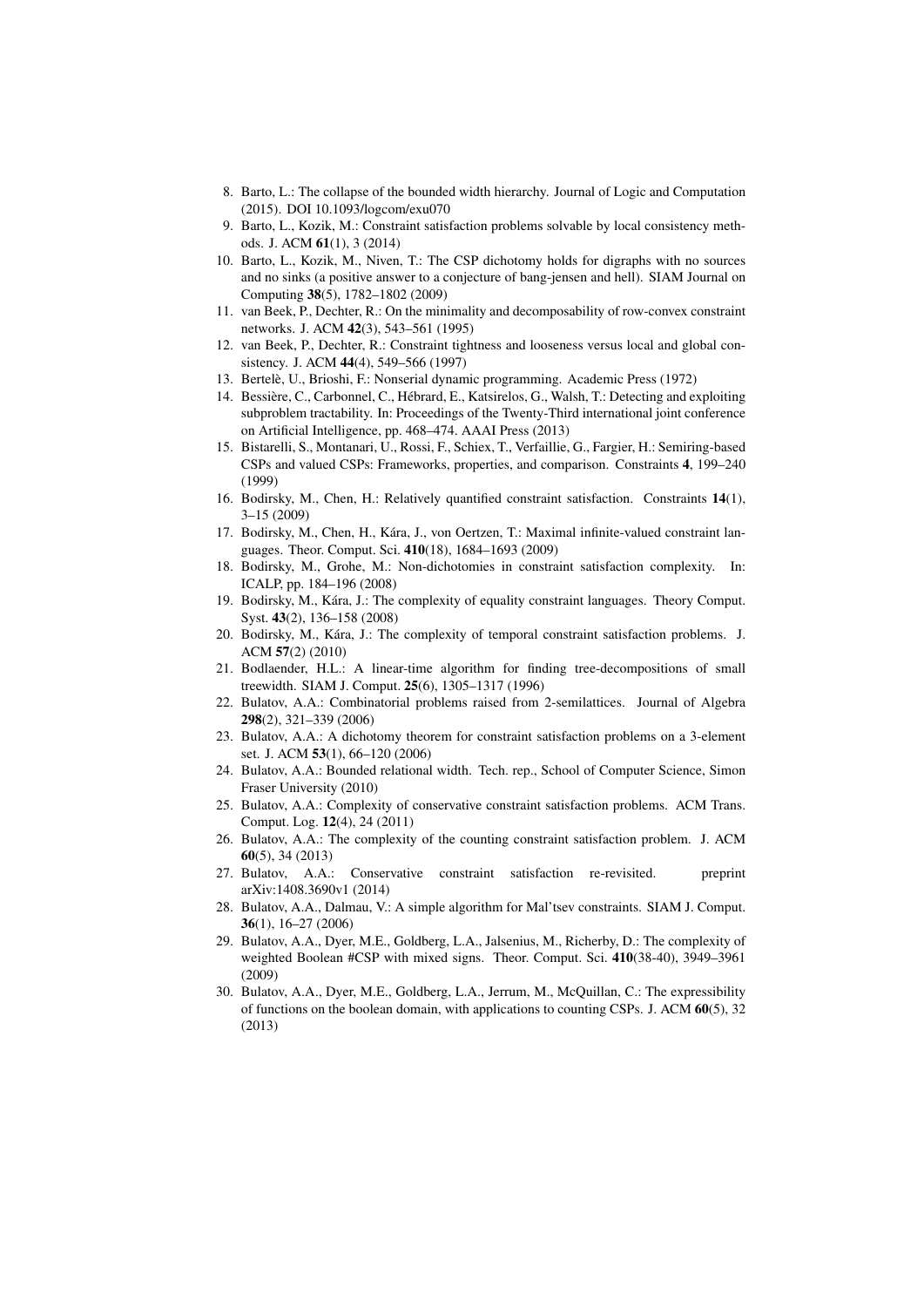8. Barto, L.: The collapse of the bounded width hierarchy. Journal of Logic and Computation (2015). DOI 10.1093/logcom/exu070
9. Barto, L., Kozik, M.: Constraint satisfaction problems solvable by local consistency methods. J. ACM **61**(1), 3 (2014)
10. Barto, L., Kozik, M., Niven, T.: The CSP dichotomy holds for digraphs with no sources and no sinks (a positive answer to a conjecture of bang-jensen and hell). SIAM Journal on Computing **38**(5), 1782–1802 (2009)
11. van Beek, P., Dechter, R.: On the minimality and decomposability of row-convex constraint networks. J. ACM **42**(3), 543–561 (1995)
12. van Beek, P., Dechter, R.: Constraint tightness and looseness versus local and global consistency. J. ACM **44**(4), 549–566 (1997)
13. Bertelè, U., Brioshi, F.: Nonserial dynamic programming. Academic Press (1972)
14. Bessière, C., Carbonnel, C., Hébrard, E., Katsirelos, G., Walsh, T.: Detecting and exploiting subproblem tractability. In: Proceedings of the Twenty-Third international joint conference on Artificial Intelligence, pp. 468–474. AAAI Press (2013)
15. Bistarelli, S., Montanari, U., Rossi, F., Schiex, T., Verfaillie, G., Fargier, H.: Semiring-based CSPs and valued CSPs: Frameworks, properties, and comparison. Constraints **4**, 199–240 (1999)
16. Bodirsky, M., Chen, H.: Relatively quantified constraint satisfaction. Constraints **14**(1), 3–15 (2009)
17. Bodirsky, M., Chen, H., Kára, J., von Oertzen, T.: Maximal infinite-valued constraint languages. Theor. Comput. Sci. **410**(18), 1684–1693 (2009)
18. Bodirsky, M., Grohe, M.: Non-dichotomies in constraint satisfaction complexity. In: ICALP, pp. 184–196 (2008)
19. Bodirsky, M., Kára, J.: The complexity of equality constraint languages. Theory Comput. Syst. **43**(2), 136–158 (2008)
20. Bodirsky, M., Kára, J.: The complexity of temporal constraint satisfaction problems. J. ACM **57**(2) (2010)
21. Bodlaender, H.L.: A linear-time algorithm for finding tree-decompositions of small treewidth. SIAM J. Comput. **25**(6), 1305–1317 (1996)
22. Bulatov, A.A.: Combinatorial problems raised from 2-semilattices. Journal of Algebra **298**(2), 321–339 (2006)
23. Bulatov, A.A.: A dichotomy theorem for constraint satisfaction problems on a 3-element set. J. ACM **53**(1), 66–120 (2006)
24. Bulatov, A.A.: Bounded relational width. Tech. rep., School of Computer Science, Simon Fraser University (2010)
25. Bulatov, A.A.: Complexity of conservative constraint satisfaction problems. ACM Trans. Comput. Log. **12**(4), 24 (2011)
26. Bulatov, A.A.: The complexity of the counting constraint satisfaction problem. J. ACM **60**(5), 34 (2013)
27. Bulatov, A.A.: Conservative constraint satisfaction re-revisited. preprint arXiv:1408.3690v1 (2014)
28. Bulatov, A.A., Dalmau, V.: A simple algorithm for Mal'tsev constraints. SIAM J. Comput. **36**(1), 16–27 (2006)
29. Bulatov, A.A., Dyer, M.E., Goldberg, L.A., Jalsenius, M., Richerby, D.: The complexity of weighted Boolean #CSP with mixed signs. Theor. Comput. Sci. **410**(38-40), 3949–3961 (2009)
30. Bulatov, A.A., Dyer, M.E., Goldberg, L.A., Jerrum, M., McQuillan, C.: The expressibility of functions on the boolean domain, with applications to counting CSPs. J. ACM **60**(5), 32 (2013)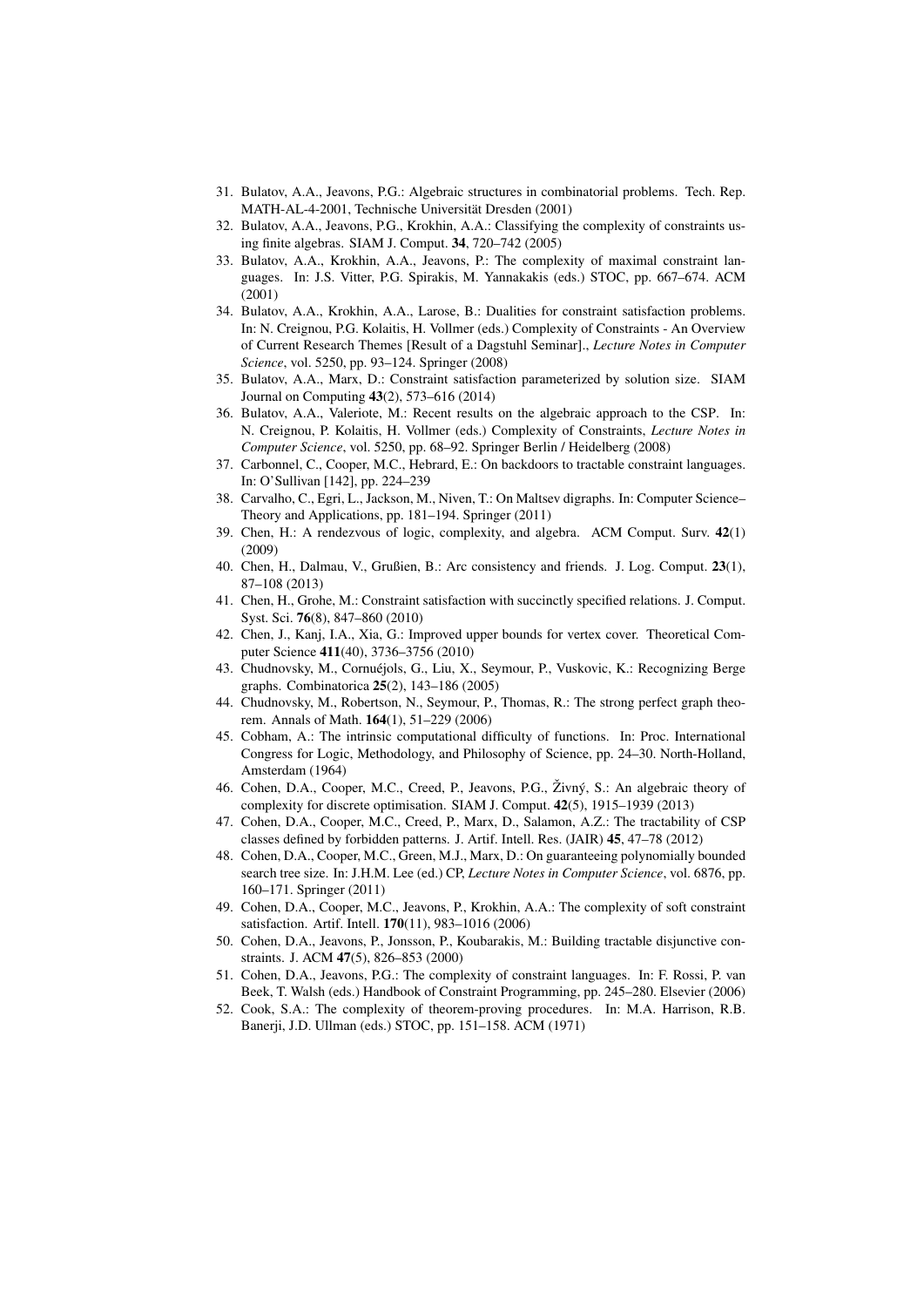31. Bulatov, A.A., Jeavons, P.G.: Algebraic structures in combinatorial problems. Tech. Rep. MATH-AL-4-2001, Technische Universität Dresden (2001)
32. Bulatov, A.A., Jeavons, P.G., Krokhin, A.A.: Classifying the complexity of constraints using finite algebras. SIAM J. Comput. **34**, 720–742 (2005)
33. Bulatov, A.A., Krokhin, A.A., Jeavons, P.: The complexity of maximal constraint languages. In: J.S. Vitter, P.G. Spirakis, M. Yannakakis (eds.) STOC, pp. 667–674. ACM (2001)
34. Bulatov, A.A., Krokhin, A.A., Larose, B.: Dualities for constraint satisfaction problems. In: N. Creignou, P.G. Kolaitis, H. Vollmer (eds.) Complexity of Constraints - An Overview of Current Research Themes [Result of a Dagstuhl Seminar]., *Lecture Notes in Computer Science*, vol. 5250, pp. 93–124. Springer (2008)
35. Bulatov, A.A., Marx, D.: Constraint satisfaction parameterized by solution size. SIAM Journal on Computing **43**(2), 573–616 (2014)
36. Bulatov, A.A., Valeriote, M.: Recent results on the algebraic approach to the CSP. In: N. Creignou, P. Kolaitis, H. Vollmer (eds.) Complexity of Constraints, *Lecture Notes in Computer Science*, vol. 5250, pp. 68–92. Springer Berlin / Heidelberg (2008)
37. Carbonnel, C., Cooper, M.C., Hebrard, E.: On backdoors to tractable constraint languages. In: O'Sullivan [142], pp. 224–239
38. Carvalho, C., Egri, L., Jackson, M., Niven, T.: On Maltsev digraphs. In: Computer Science–Theory and Applications, pp. 181–194. Springer (2011)
39. Chen, H.: A rendezvous of logic, complexity, and algebra. ACM Comput. Surv. **42**(1) (2009)
40. Chen, H., Dalmau, V., Grußien, B.: Arc consistency and friends. J. Log. Comput. **23**(1), 87–108 (2013)
41. Chen, H., Grohe, M.: Constraint satisfaction with succinctly specified relations. J. Comput. Syst. Sci. **76**(8), 847–860 (2010)
42. Chen, J., Kanj, I.A., Xia, G.: Improved upper bounds for vertex cover. Theoretical Computer Science **411**(40), 3736–3756 (2010)
43. Chudnovsky, M., Cornuéjols, G., Liu, X., Seymour, P., Vuskovic, K.: Recognizing Berge graphs. Combinatorica **25**(2), 143–186 (2005)
44. Chudnovsky, M., Robertson, N., Seymour, P., Thomas, R.: The strong perfect graph theorem. Annals of Math. **164**(1), 51–229 (2006)
45. Cobham, A.: The intrinsic computational difficulty of functions. In: Proc. International Congress for Logic, Methodology, and Philosophy of Science, pp. 24–30. North-Holland, Amsterdam (1964)
46. Cohen, D.A., Cooper, M.C., Creed, P., Jeavons, P.G., Živný, S.: An algebraic theory of complexity for discrete optimisation. SIAM J. Comput. **42**(5), 1915–1939 (2013)
47. Cohen, D.A., Cooper, M.C., Creed, P., Marx, D., Salamon, A.Z.: The tractability of CSP classes defined by forbidden patterns. J. Artif. Intell. Res. (JAIR) **45**, 47–78 (2012)
48. Cohen, D.A., Cooper, M.C., Green, M.J., Marx, D.: On guaranteeing polynomially bounded search tree size. In: J.H.M. Lee (ed.) CP, *Lecture Notes in Computer Science*, vol. 6876, pp. 160–171. Springer (2011)
49. Cohen, D.A., Cooper, M.C., Jeavons, P., Krokhin, A.A.: The complexity of soft constraint satisfaction. Artif. Intell. **170**(11), 983–1016 (2006)
50. Cohen, D.A., Jeavons, P., Jonsson, P., Koubarakis, M.: Building tractable disjunctive constraints. J. ACM **47**(5), 826–853 (2000)
51. Cohen, D.A., Jeavons, P.G.: The complexity of constraint languages. In: F. Rossi, P. van Beek, T. Walsh (eds.) Handbook of Constraint Programming, pp. 245–280. Elsevier (2006)
52. Cook, S.A.: The complexity of theorem-proving procedures. In: M.A. Harrison, R.B. Banerji, J.D. Ullman (eds.) STOC, pp. 151–158. ACM (1971)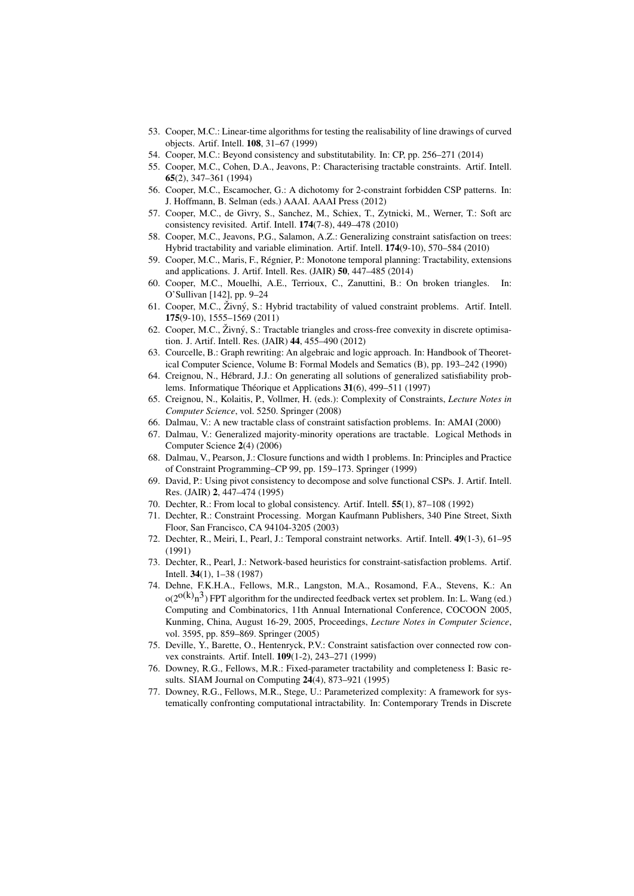53. Cooper, M.C.: Linear-time algorithms for testing the realisability of line drawings of curved objects. Artif. Intell. **108**, 31–67 (1999)
54. Cooper, M.C.: Beyond consistency and substitutability. In: CP, pp. 256–271 (2014)
55. Cooper, M.C., Cohen, D.A., Jeavons, P.: Characterising tractable constraints. Artif. Intell. **65**(2), 347–361 (1994)
56. Cooper, M.C., Escamocher, G.: A dichotomy for 2-constraint forbidden CSP patterns. In: J. Hoffmann, B. Selman (eds.) AAAI. AAAI Press (2012)
57. Cooper, M.C., de Givry, S., Sanchez, M., Schiex, T., Zytnicki, M., Werner, T.: Soft arc consistency revisited. Artif. Intell. **174**(7-8), 449–478 (2010)
58. Cooper, M.C., Jeavons, P.G., Salamon, A.Z.: Generalizing constraint satisfaction on trees: Hybrid tractability and variable elimination. Artif. Intell. **174**(9-10), 570–584 (2010)
59. Cooper, M.C., Maris, F., Régnier, P.: Monotone temporal planning: Tractability, extensions and applications. J. Artif. Intell. Res. (JAIR) **50**, 447–485 (2014)
60. Cooper, M.C., Mouelhi, A.E., Terrioux, C., Zanuttini, B.: On broken triangles. In: O'Sullivan [142], pp. 9–24
61. Cooper, M.C., Živný, S.: Hybrid tractability of valued constraint problems. Artif. Intell. **175**(9-10), 1555–1569 (2011)
62. Cooper, M.C., Živný, S.: Tractable triangles and cross-free convexity in discrete optimisation. J. Artif. Intell. Res. (JAIR) **44**, 455–490 (2012)
63. Courcelle, B.: Graph rewriting: An algebraic and logic approach. In: Handbook of Theoretical Computer Science, Volume B: Formal Models and Sematics (B), pp. 193–242 (1990)
64. Creignou, N., Hébrard, J.J.: On generating all solutions of generalized satisfiability problems. Informatique Théorique et Applications **31**(6), 499–511 (1997)
65. Creignou, N., Kolaitis, P., Vollmer, H. (eds.): Complexity of Constraints, *Lecture Notes in Computer Science*, vol. 5250. Springer (2008)
66. Dalmau, V.: A new tractable class of constraint satisfaction problems. In: AMAI (2000)
67. Dalmau, V.: Generalized majority-minority operations are tractable. Logical Methods in Computer Science **2**(4) (2006)
68. Dalmau, V., Pearson, J.: Closure functions and width 1 problems. In: Principles and Practice of Constraint Programming–CP 99, pp. 159–173. Springer (1999)
69. David, P.: Using pivot consistency to decompose and solve functional CSPs. J. Artif. Intell. Res. (JAIR) **2**, 447–474 (1995)
70. Dechter, R.: From local to global consistency. Artif. Intell. **55**(1), 87–108 (1992)
71. Dechter, R.: Constraint Processing. Morgan Kaufmann Publishers, 340 Pine Street, Sixth Floor, San Francisco, CA 94104-3205 (2003)
72. Dechter, R., Meiri, I., Pearl, J.: Temporal constraint networks. Artif. Intell. **49**(1-3), 61–95 (1991)
73. Dechter, R., Pearl, J.: Network-based heuristics for constraint-satisfaction problems. Artif. Intell. **34**(1), 1–38 (1987)
74. Dehne, F.K.H.A., Fellows, M.R., Langston, M.A., Rosamond, F.A., Stevens, K.: An $o(2^{o(k)}n^3)$ FPT algorithm for the undirected feedback vertex set problem. In: L. Wang (ed.) Computing and Combinatorics, 11th Annual International Conference, COCOON 2005, Kunming, China, August 16-29, 2005, Proceedings, *Lecture Notes in Computer Science*, vol. 3595, pp. 859–869. Springer (2005)
75. Deville, Y., Barette, O., Hentenryck, P.V.: Constraint satisfaction over connected row convex constraints. Artif. Intell. **109**(1-2), 243–271 (1999)
76. Downey, R.G., Fellows, M.R.: Fixed-parameter tractability and completeness I: Basic results. SIAM Journal on Computing **24**(4), 873–921 (1995)
77. Downey, R.G., Fellows, M.R., Stege, U.: Parameterized complexity: A framework for systematically confronting computational intractability. In: Contemporary Trends in Discrete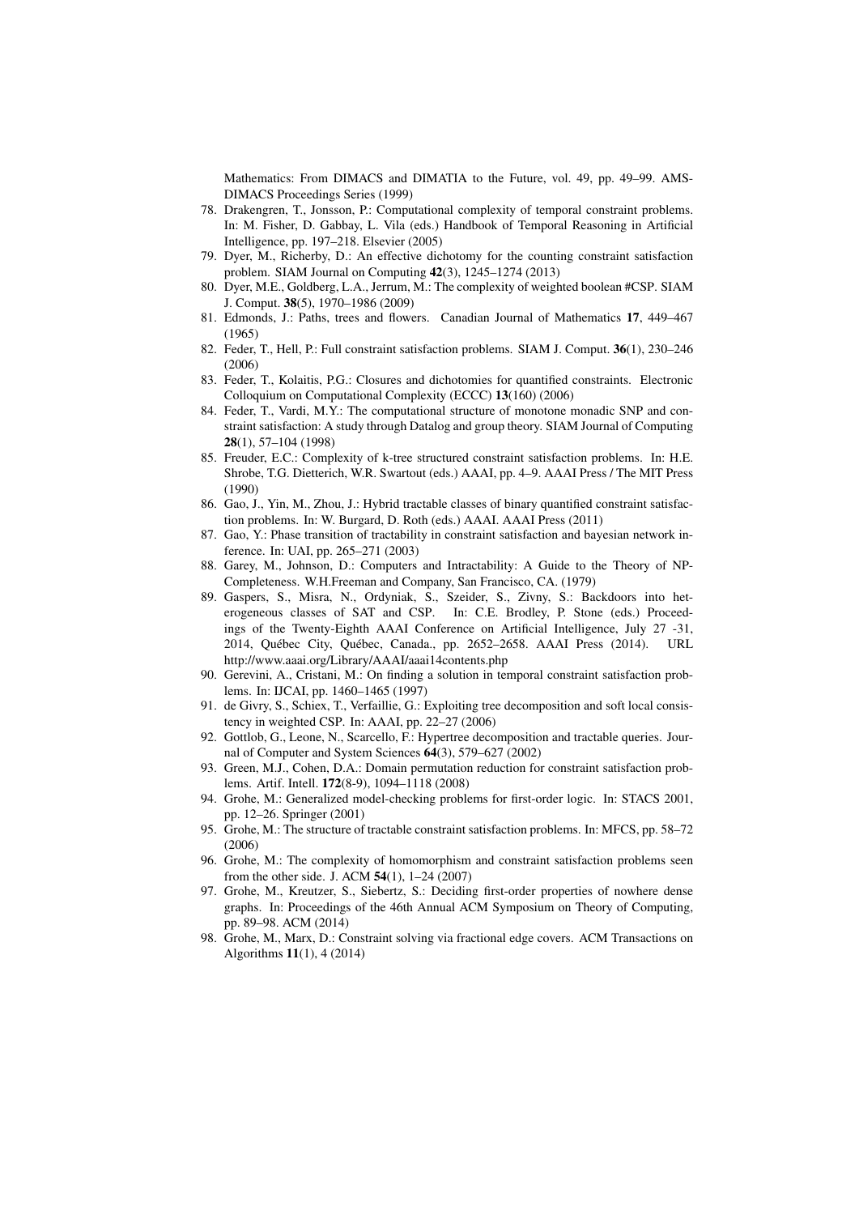Mathematics: From DIMACS and DIMATIA to the Future, vol. 49, pp. 49–99. AMS-DIMACS Proceedings Series (1999)

78. Drakengren, T., Jonsson, P.: Computational complexity of temporal constraint problems. In: M. Fisher, D. Gabbay, L. Vila (eds.) Handbook of Temporal Reasoning in Artificial Intelligence, pp. 197–218. Elsevier (2005)
79. Dyer, M., Richerby, D.: An effective dichotomy for the counting constraint satisfaction problem. SIAM Journal on Computing **42**(3), 1245–1274 (2013)
80. Dyer, M.E., Goldberg, L.A., Jerrum, M.: The complexity of weighted boolean #CSP. SIAM J. Comput. **38**(5), 1970–1986 (2009)
81. Edmonds, J.: Paths, trees and flowers. Canadian Journal of Mathematics **17**, 449–467 (1965)
82. Feder, T., Hell, P.: Full constraint satisfaction problems. SIAM J. Comput. **36**(1), 230–246 (2006)
83. Feder, T., Kolaitis, P.G.: Closures and dichotomies for quantified constraints. Electronic Colloquium on Computational Complexity (ECCC) **13**(160) (2006)
84. Feder, T., Vardi, M.Y.: The computational structure of monotone monadic SNP and constraint satisfaction: A study through Datalog and group theory. SIAM Journal of Computing **28**(1), 57–104 (1998)
85. Freuder, E.C.: Complexity of k-tree structured constraint satisfaction problems. In: H.E. Shrobe, T.G. Dietterich, W.R. Swartout (eds.) AAAI, pp. 4–9. AAAI Press / The MIT Press (1990)
86. Gao, J., Yin, M., Zhou, J.: Hybrid tractable classes of binary quantified constraint satisfaction problems. In: W. Burgard, D. Roth (eds.) AAAI. AAAI Press (2011)
87. Gao, Y.: Phase transition of tractability in constraint satisfaction and bayesian network inference. In: UAI, pp. 265–271 (2003)
88. Garey, M., Johnson, D.: Computers and Intractability: A Guide to the Theory of NP-Completeness. W.H.Freeman and Company, San Francisco, CA. (1979)
89. Gaspers, S., Misra, N., Ordyniak, S., Szeider, S., Zivny, S.: Backdoors into heterogeneous classes of SAT and CSP. In: C.E. Brodley, P. Stone (eds.) Proceedings of the Twenty-Eighth AAAI Conference on Artificial Intelligence, July 27 -31, 2014, Québec City, Québec, Canada., pp. 2652–2658. AAAI Press (2014). URL http://www.aaai.org/Library/AAAI/aaai14contents.php
90. Gerevini, A., Cristani, M.: On finding a solution in temporal constraint satisfaction problems. In: IJCAI, pp. 1460–1465 (1997)
91. de Givry, S., Schiex, T., Verfaillie, G.: Exploiting tree decomposition and soft local consistency in weighted CSP. In: AAAI, pp. 22–27 (2006)
92. Gottlob, G., Leone, N., Scarcello, F.: Hypertree decomposition and tractable queries. Journal of Computer and System Sciences **64**(3), 579–627 (2002)
93. Green, M.J., Cohen, D.A.: Domain permutation reduction for constraint satisfaction problems. Artif. Intell. **172**(8-9), 1094–1118 (2008)
94. Grohe, M.: Generalized model-checking problems for first-order logic. In: STACS 2001, pp. 12–26. Springer (2001)
95. Grohe, M.: The structure of tractable constraint satisfaction problems. In: MFCS, pp. 58–72 (2006)
96. Grohe, M.: The complexity of homomorphism and constraint satisfaction problems seen from the other side. J. ACM **54**(1), 1–24 (2007)
97. Grohe, M., Kreutzer, S., Siebertz, S.: Deciding first-order properties of nowhere dense graphs. In: Proceedings of the 46th Annual ACM Symposium on Theory of Computing, pp. 89–98. ACM (2014)
98. Grohe, M., Marx, D.: Constraint solving via fractional edge covers. ACM Transactions on Algorithms **11**(1), 4 (2014)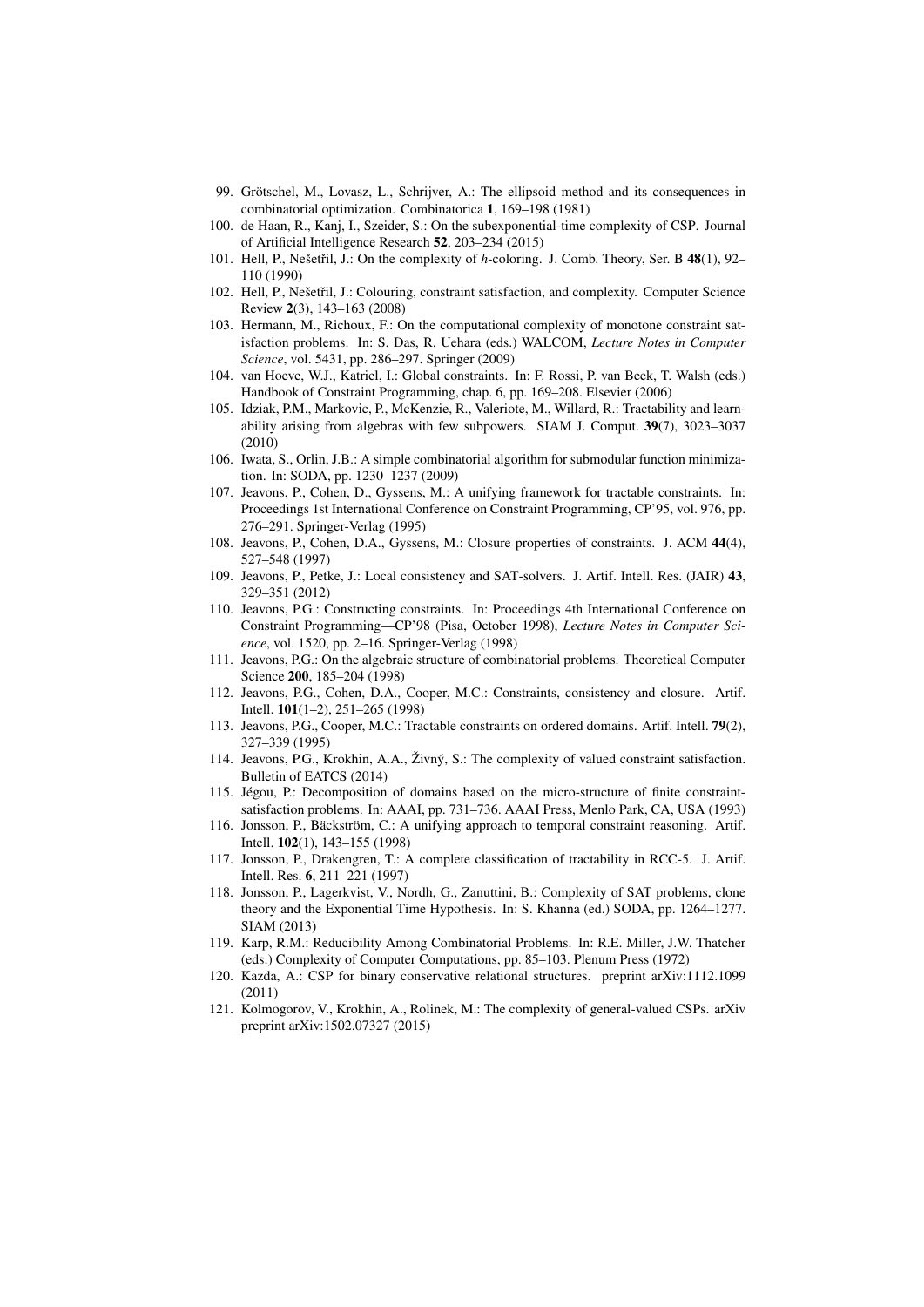99. Grötschel, M., Lovasz, L., Schrijver, A.: The ellipsoid method and its consequences in combinatorial optimization. Combinatorica **1**, 169–198 (1981)
100. de Haan, R., Kanj, I., Szeider, S.: On the subexponential-time complexity of CSP. Journal of Artificial Intelligence Research **52**, 203–234 (2015)
101. Hell, P., Nešetřil, J.: On the complexity of *h*-coloring. J. Comb. Theory, Ser. B **48**(1), 92–110 (1990)
102. Hell, P., Nešetřil, J.: Colouring, constraint satisfaction, and complexity. Computer Science Review **2**(3), 143–163 (2008)
103. Hermann, M., Richoux, F.: On the computational complexity of monotone constraint satisfaction problems. In: S. Das, R. Uehara (eds.) WALCOM, *Lecture Notes in Computer Science*, vol. 5431, pp. 286–297. Springer (2009)
104. van Hoeve, W.J., Katriel, I.: Global constraints. In: F. Rossi, P. van Beek, T. Walsh (eds.) Handbook of Constraint Programming, chap. 6, pp. 169–208. Elsevier (2006)
105. Idziak, P.M., Markovic, P., McKenzie, R., Valeriote, M., Willard, R.: Tractability and learnability arising from algebras with few subpowers. SIAM J. Comput. **39**(7), 3023–3037 (2010)
106. Iwata, S., Orlin, J.B.: A simple combinatorial algorithm for submodular function minimization. In: SODA, pp. 1230–1237 (2009)
107. Jeavons, P., Cohen, D., Gyssens, M.: A unifying framework for tractable constraints. In: Proceedings 1st International Conference on Constraint Programming, CP'95, vol. 976, pp. 276–291. Springer-Verlag (1995)
108. Jeavons, P., Cohen, D.A., Gyssens, M.: Closure properties of constraints. J. ACM **44**(4), 527–548 (1997)
109. Jeavons, P., Petke, J.: Local consistency and SAT-solvers. J. Artif. Intell. Res. (JAIR) **43**, 329–351 (2012)
110. Jeavons, P.G.: Constructing constraints. In: Proceedings 4th International Conference on Constraint Programming—CP'98 (Pisa, October 1998), *Lecture Notes in Computer Science*, vol. 1520, pp. 2–16. Springer-Verlag (1998)
111. Jeavons, P.G.: On the algebraic structure of combinatorial problems. Theoretical Computer Science **200**, 185–204 (1998)
112. Jeavons, P.G., Cohen, D.A., Cooper, M.C.: Constraints, consistency and closure. Artif. Intell. **101**(1–2), 251–265 (1998)
113. Jeavons, P.G., Cooper, M.C.: Tractable constraints on ordered domains. Artif. Intell. **79**(2), 327–339 (1995)
114. Jeavons, P.G., Krokhin, A.A., Živný, S.: The complexity of valued constraint satisfaction. Bulletin of EATCS (2014)
115. Jégou, P.: Decomposition of domains based on the micro-structure of finite constraint-satisfaction problems. In: AAAI, pp. 731–736. AAAI Press, Menlo Park, CA, USA (1993)
116. Jonsson, P., Bäckström, C.: A unifying approach to temporal constraint reasoning. Artif. Intell. **102**(1), 143–155 (1998)
117. Jonsson, P., Drakengren, T.: A complete classification of tractability in RCC-5. J. Artif. Intell. Res. **6**, 211–221 (1997)
118. Jonsson, P., Lagerkvist, V., Nordh, G., Zanuttini, B.: Complexity of SAT problems, clone theory and the Exponential Time Hypothesis. In: S. Khanna (ed.) SODA, pp. 1264–1277. SIAM (2013)
119. Karp, R.M.: Reducibility Among Combinatorial Problems. In: R.E. Miller, J.W. Thatcher (eds.) Complexity of Computer Computations, pp. 85–103. Plenum Press (1972)
120. Kazda, A.: CSP for binary conservative relational structures. preprint arXiv:1112.1099 (2011)
121. Kolmogorov, V., Krokhin, A., Rolinek, M.: The complexity of general-valued CSPs. arXiv preprint arXiv:1502.07327 (2015)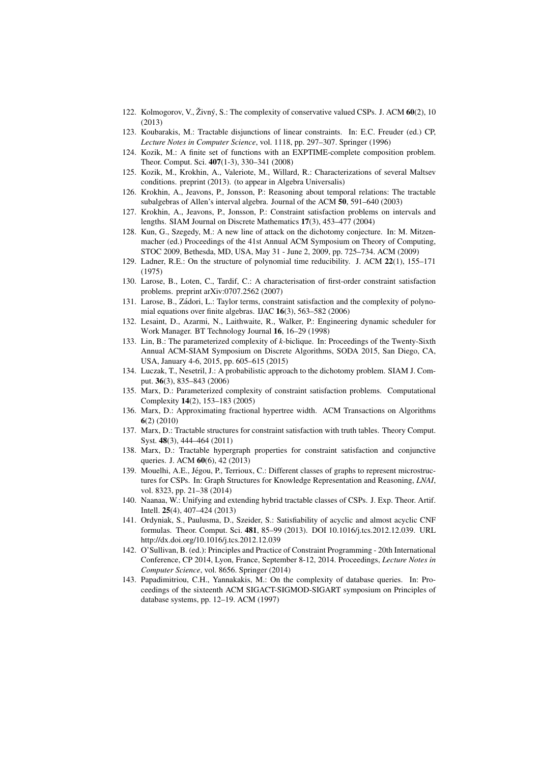122. Kolmogorov, V., Živný, S.: The complexity of conservative valued CSPs. J. ACM **60**(2), 10 (2013)
123. Koubarakis, M.: Tractable disjunctions of linear constraints. In: E.C. Freuder (ed.) CP, *Lecture Notes in Computer Science*, vol. 1118, pp. 297–307. Springer (1996)
124. Kozik, M.: A finite set of functions with an EXPTIME-complete composition problem. Theor. Comput. Sci. **407**(1-3), 330–341 (2008)
125. Kozik, M., Krokhin, A., Valeriote, M., Willard, R.: Characterizations of several Maltsev conditions. preprint (2013). (to appear in Algebra Universalis)
126. Krokhin, A., Jeavons, P., Jonsson, P.: Reasoning about temporal relations: The tractable subalgebras of Allen's interval algebra. Journal of the ACM **50**, 591–640 (2003)
127. Krokhin, A., Jeavons, P., Jonsson, P.: Constraint satisfaction problems on intervals and lengths. SIAM Journal on Discrete Mathematics **17**(3), 453–477 (2004)
128. Kun, G., Szegedy, M.: A new line of attack on the dichotomy conjecture. In: M. Mitzenmacher (ed.) Proceedings of the 41st Annual ACM Symposium on Theory of Computing, STOC 2009, Bethesda, MD, USA, May 31 - June 2, 2009, pp. 725–734. ACM (2009)
129. Ladner, R.E.: On the structure of polynomial time reducibility. J. ACM **22**(1), 155–171 (1975)
130. Larose, B., Loten, C., Tardif, C.: A characterisation of first-order constraint satisfaction problems. preprint arXiv:0707.2562 (2007)
131. Larose, B., Zádori, L.: Taylor terms, constraint satisfaction and the complexity of polynomial equations over finite algebras. IJAC **16**(3), 563–582 (2006)
132. Lesaint, D., Azarmi, N., Laithwaite, R., Walker, P.: Engineering dynamic scheduler for Work Manager. BT Technology Journal **16**, 16–29 (1998)
133. Lin, B.: The parameterized complexity of *k*-biclique. In: Proceedings of the Twenty-Sixth Annual ACM-SIAM Symposium on Discrete Algorithms, SODA 2015, San Diego, CA, USA, January 4-6, 2015, pp. 605–615 (2015)
134. Luczak, T., Nesetril, J.: A probabilistic approach to the dichotomy problem. SIAM J. Comput. **36**(3), 835–843 (2006)
135. Marx, D.: Parameterized complexity of constraint satisfaction problems. Computational Complexity **14**(2), 153–183 (2005)
136. Marx, D.: Approximating fractional hypertree width. ACM Transactions on Algorithms **6**(2) (2010)
137. Marx, D.: Tractable structures for constraint satisfaction with truth tables. Theory Comput. Syst. **48**(3), 444–464 (2011)
138. Marx, D.: Tractable hypergraph properties for constraint satisfaction and conjunctive queries. J. ACM **60**(6), 42 (2013)
139. Mouelhi, A.E., Jégou, P., Terrioux, C.: Different classes of graphs to represent microstructures for CSPs. In: Graph Structures for Knowledge Representation and Reasoning, *LNAI*, vol. 8323, pp. 21–38 (2014)
140. Naanaa, W.: Unifying and extending hybrid tractable classes of CSPs. J. Exp. Theor. Artif. Intell. **25**(4), 407–424 (2013)
141. Ordyniak, S., Paulusma, D., Szeider, S.: Satisfiability of acyclic and almost acyclic CNF formulas. Theor. Comput. Sci. **481**, 85–99 (2013). DOI 10.1016/j.tcs.2012.12.039. URL http://dx.doi.org/10.1016/j.tcs.2012.12.039
142. O'Sullivan, B. (ed.): Principles and Practice of Constraint Programming - 20th International Conference, CP 2014, Lyon, France, September 8-12, 2014. Proceedings, *Lecture Notes in Computer Science*, vol. 8656. Springer (2014)
143. Papadimitriou, C.H., Yannakakis, M.: On the complexity of database queries. In: Proceedings of the sixteenth ACM SIGACT-SIGMOD-SIGART symposium on Principles of database systems, pp. 12–19. ACM (1997)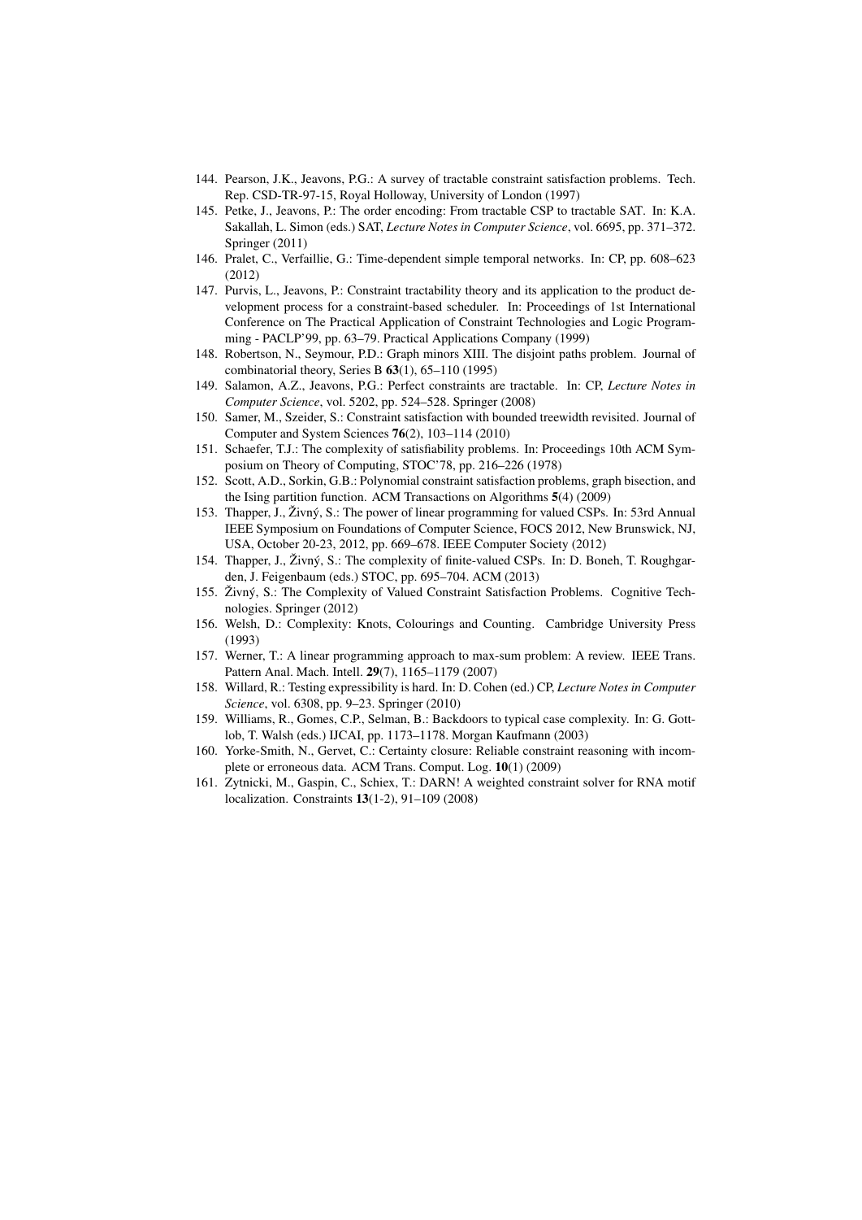144. Pearson, J.K., Jeavons, P.G.: A survey of tractable constraint satisfaction problems. Tech. Rep. CSD-TR-97-15, Royal Holloway, University of London (1997)
145. Petke, J., Jeavons, P.: The order encoding: From tractable CSP to tractable SAT. In: K.A. Sakallah, L. Simon (eds.) SAT, *Lecture Notes in Computer Science*, vol. 6695, pp. 371–372. Springer (2011)
146. Pralet, C., Verfaillie, G.: Time-dependent simple temporal networks. In: CP, pp. 608–623 (2012)
147. Purvis, L., Jeavons, P.: Constraint tractability theory and its application to the product development process for a constraint-based scheduler. In: Proceedings of 1st International Conference on The Practical Application of Constraint Technologies and Logic Programming - PACLP'99, pp. 63–79. Practical Applications Company (1999)
148. Robertson, N., Seymour, P.D.: Graph minors XIII. The disjoint paths problem. Journal of combinatorial theory, Series B **63**(1), 65–110 (1995)
149. Salamon, A.Z., Jeavons, P.G.: Perfect constraints are tractable. In: CP, *Lecture Notes in Computer Science*, vol. 5202, pp. 524–528. Springer (2008)
150. Samer, M., Szeider, S.: Constraint satisfaction with bounded treewidth revisited. Journal of Computer and System Sciences **76**(2), 103–114 (2010)
151. Schaefer, T.J.: The complexity of satisfiability problems. In: Proceedings 10th ACM Symposium on Theory of Computing, STOC'78, pp. 216–226 (1978)
152. Scott, A.D., Sorkin, G.B.: Polynomial constraint satisfaction problems, graph bisection, and the Ising partition function. ACM Transactions on Algorithms **5**(4) (2009)
153. Thapper, J., Živný, S.: The power of linear programming for valued CSPs. In: 53rd Annual IEEE Symposium on Foundations of Computer Science, FOCS 2012, New Brunswick, NJ, USA, October 20-23, 2012, pp. 669–678. IEEE Computer Society (2012)
154. Thapper, J., Živný, S.: The complexity of finite-valued CSPs. In: D. Boneh, T. Roughgarden, J. Feigenbaum (eds.) STOC, pp. 695–704. ACM (2013)
155. Živný, S.: The Complexity of Valued Constraint Satisfaction Problems. Cognitive Technologies. Springer (2012)
156. Welsh, D.: Complexity: Knots, Colourings and Counting. Cambridge University Press (1993)
157. Werner, T.: A linear programming approach to max-sum problem: A review. IEEE Trans. Pattern Anal. Mach. Intell. **29**(7), 1165–1179 (2007)
158. Willard, R.: Testing expressibility is hard. In: D. Cohen (ed.) CP, *Lecture Notes in Computer Science*, vol. 6308, pp. 9–23. Springer (2010)
159. Williams, R., Gomes, C.P., Selman, B.: Backdoors to typical case complexity. In: G. Gottlob, T. Walsh (eds.) IJCAI, pp. 1173–1178. Morgan Kaufmann (2003)
160. Yorke-Smith, N., Gervet, C.: Certainty closure: Reliable constraint reasoning with incomplete or erroneous data. ACM Trans. Comput. Log. **10**(1) (2009)
161. Zytnicki, M., Gaspin, C., Schiex, T.: DARN! A weighted constraint solver for RNA motif localization. Constraints **13**(1-2), 91–109 (2008)